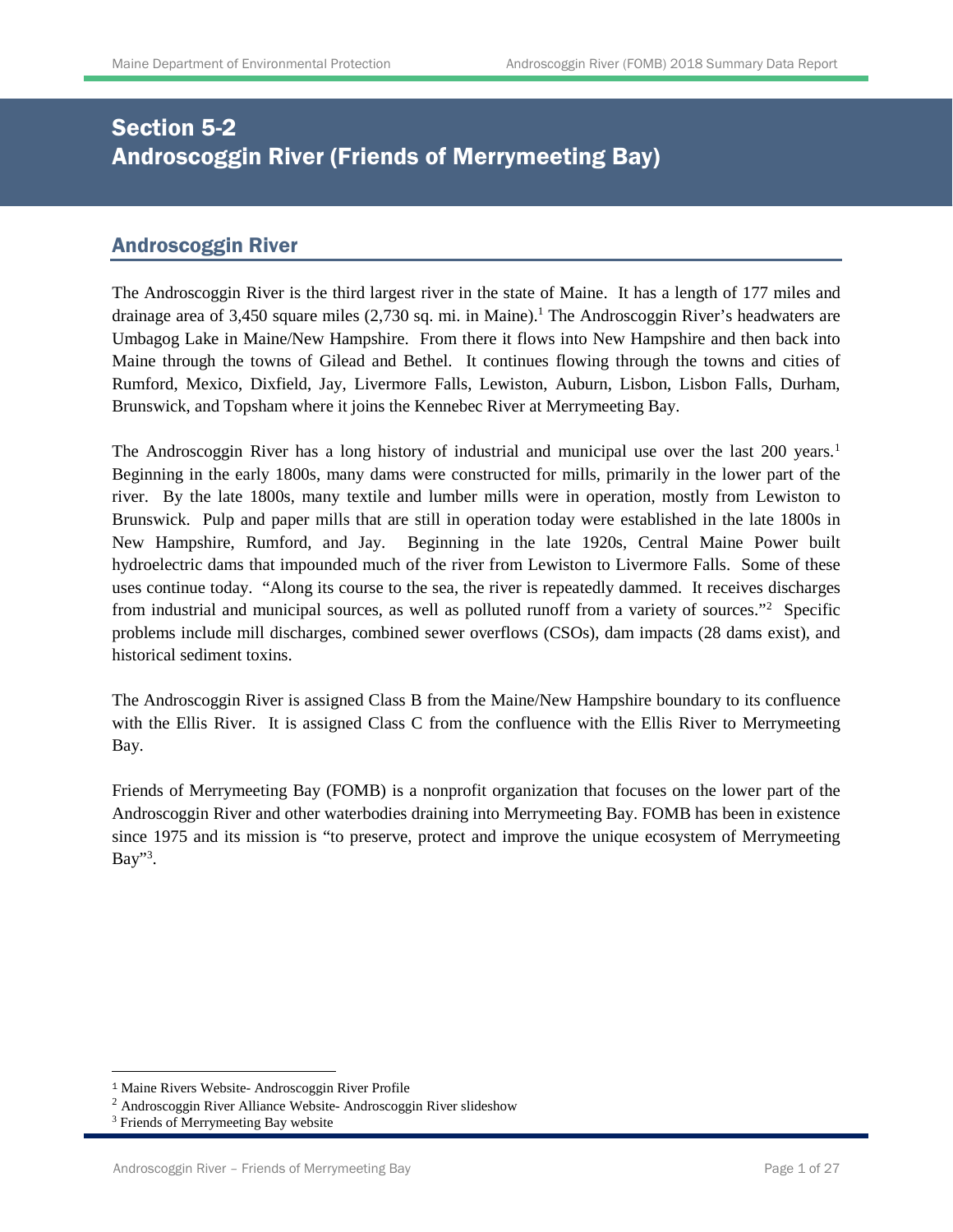# Section 5-2
# Androscoggin River (Friends of Merrymeeting Bay)

## Androscoggin River

The Androscoggin River is the third largest river in the state of Maine. It has a length of 177 miles and drainage area of 3,450 square miles (2,730 sq. mi. in Maine).[1] The Androscoggin River's headwaters are Umbagog Lake in Maine/New Hampshire. From there it flows into New Hampshire and then back into Maine through the towns of Gilead and Bethel. It continues flowing through the towns and cities of Rumford, Mexico, Dixfield, Jay, Livermore Falls, Lewiston, Auburn, Lisbon, Lisbon Falls, Durham, Brunswick, and Topsham where it joins the Kennebec River at Merrymeeting Bay.

The Androscoggin River has a long history of industrial and municipal use over the last 200 years.[1] Beginning in the early 1800s, many dams were constructed for mills, primarily in the lower part of the river. By the late 1800s, many textile and lumber mills were in operation, mostly from Lewiston to Brunswick. Pulp and paper mills that are still in operation today were established in the late 1800s in New Hampshire, Rumford, and Jay. Beginning in the late 1920s, Central Maine Power built hydroelectric dams that impounded much of the river from Lewiston to Livermore Falls. Some of these uses continue today. "Along its course to the sea, the river is repeatedly dammed. It receives discharges from industrial and municipal sources, as well as polluted runoff from a variety of sources."[2] Specific problems include mill discharges, combined sewer overflows (CSOs), dam impacts (28 dams exist), and historical sediment toxins.

The Androscoggin River is assigned Class B from the Maine/New Hampshire boundary to its confluence with the Ellis River. It is assigned Class C from the confluence with the Ellis River to Merrymeeting Bay.

Friends of Merrymeeting Bay (FOMB) is a nonprofit organization that focuses on the lower part of the Androscoggin River and other waterbodies draining into Merrymeeting Bay. FOMB has been in existence since 1975 and its mission is "to preserve, protect and improve the unique ecosystem of Merrymeeting Bay"[3].

---

[1] Maine Rivers Website- Androscoggin River Profile

[2] Androscoggin River Alliance Website- Androscoggin River slideshow

[3] Friends of Merrymeeting Bay website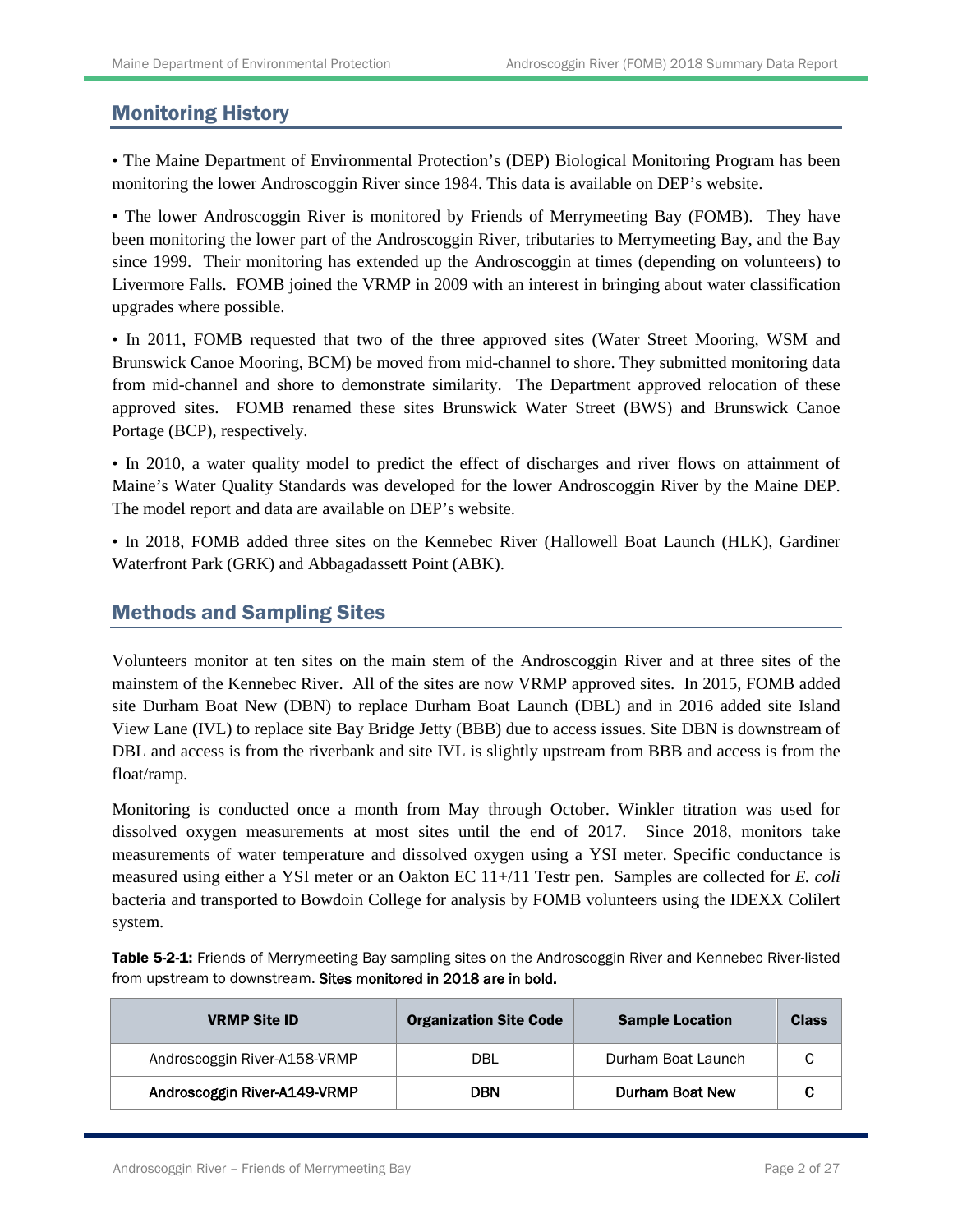## Monitoring History

• The Maine Department of Environmental Protection's (DEP) Biological Monitoring Program has been monitoring the lower Androscoggin River since 1984. This data is available on DEP's website.

• The lower Androscoggin River is monitored by Friends of Merrymeeting Bay (FOMB). They have been monitoring the lower part of the Androscoggin River, tributaries to Merrymeeting Bay, and the Bay since 1999. Their monitoring has extended up the Androscoggin at times (depending on volunteers) to Livermore Falls. FOMB joined the VRMP in 2009 with an interest in bringing about water classification upgrades where possible.

• In 2011, FOMB requested that two of the three approved sites (Water Street Mooring, WSM and Brunswick Canoe Mooring, BCM) be moved from mid-channel to shore. They submitted monitoring data from mid-channel and shore to demonstrate similarity. The Department approved relocation of these approved sites. FOMB renamed these sites Brunswick Water Street (BWS) and Brunswick Canoe Portage (BCP), respectively.

• In 2010, a water quality model to predict the effect of discharges and river flows on attainment of Maine's Water Quality Standards was developed for the lower Androscoggin River by the Maine DEP. The model report and data are available on DEP's website.

• In 2018, FOMB added three sites on the Kennebec River (Hallowell Boat Launch (HLK), Gardiner Waterfront Park (GRK) and Abbagadassett Point (ABK).

## Methods and Sampling Sites

Volunteers monitor at ten sites on the main stem of the Androscoggin River and at three sites of the mainstem of the Kennebec River. All of the sites are now VRMP approved sites. In 2015, FOMB added site Durham Boat New (DBN) to replace Durham Boat Launch (DBL) and in 2016 added site Island View Lane (IVL) to replace site Bay Bridge Jetty (BBB) due to access issues. Site DBN is downstream of DBL and access is from the riverbank and site IVL is slightly upstream from BBB and access is from the float/ramp.

Monitoring is conducted once a month from May through October. Winkler titration was used for dissolved oxygen measurements at most sites until the end of 2017. Since 2018, monitors take measurements of water temperature and dissolved oxygen using a YSI meter. Specific conductance is measured using either a YSI meter or an Oakton EC 11+/11 Testr pen. Samples are collected for *E. coli* bacteria and transported to Bowdoin College for analysis by FOMB volunteers using the IDEXX Colilert system.

**Table 5-2-1:** Friends of Merrymeeting Bay sampling sites on the Androscoggin River and Kennebec River-listed from upstream to downstream. **Sites monitored in 2018 are in bold.**

| VRMP Site ID | Organization Site Code | Sample Location | Class |
|---|---|---|---|
| Androscoggin River-A158-VRMP | DBL | Durham Boat Launch | C |
| **Androscoggin River-A149-VRMP** | **DBN** | **Durham Boat New** | **C** |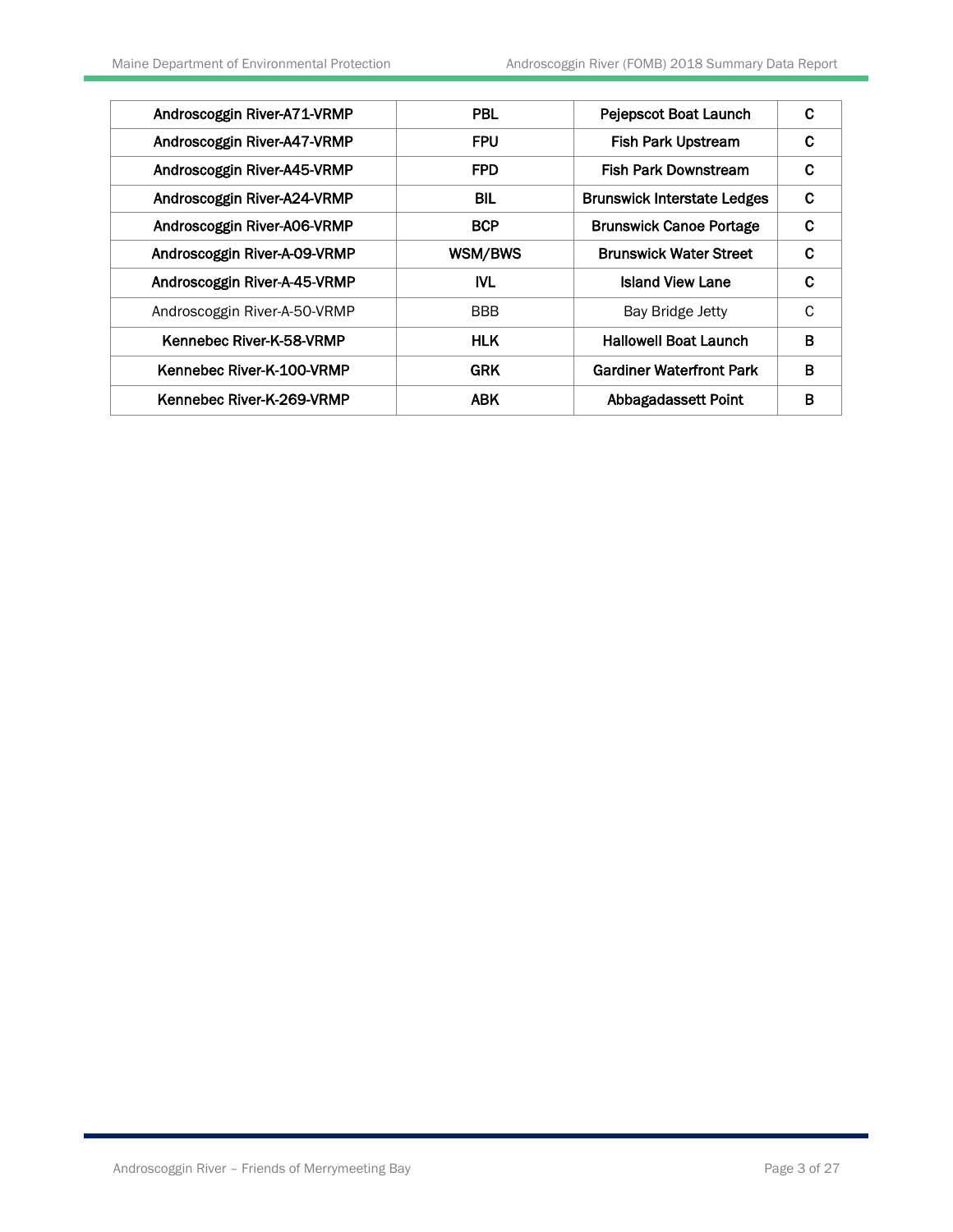| Androscoggin River-A71-VRMP | PBL | Pejepscot Boat Launch | C |
|---|---|---|---|
| Androscoggin River-A47-VRMP | FPU | Fish Park Upstream | C |
| Androscoggin River-A45-VRMP | FPD | Fish Park Downstream | C |
| Androscoggin River-A24-VRMP | BIL | Brunswick Interstate Ledges | C |
| Androscoggin River-A06-VRMP | BCP | Brunswick Canoe Portage | C |
| Androscoggin River-A-09-VRMP | WSM/BWS | Brunswick Water Street | C |
| Androscoggin River-A-45-VRMP | IVL | Island View Lane | C |
| Androscoggin River-A-50-VRMP | BBB | Bay Bridge Jetty | C |
| Kennebec River-K-58-VRMP | HLK | Hallowell Boat Launch | B |
| Kennebec River-K-100-VRMP | GRK | Gardiner Waterfront Park | B |
| Kennebec River-K-269-VRMP | ABK | Abbagadassett Point | B |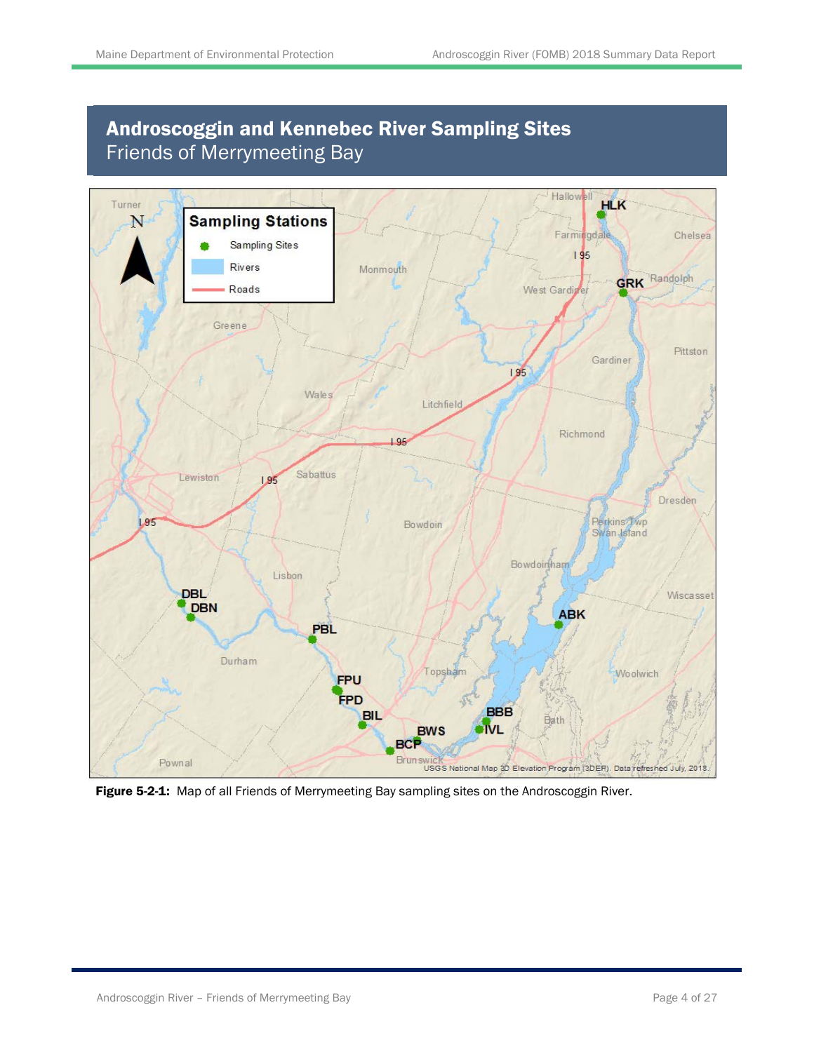# Androscoggin and Kennebec River Sampling Sites

Friends of Merrymeeting Bay

**Figure 5-2-1:** Map of all Friends of Merrymeeting Bay sampling sites on the Androscoggin River.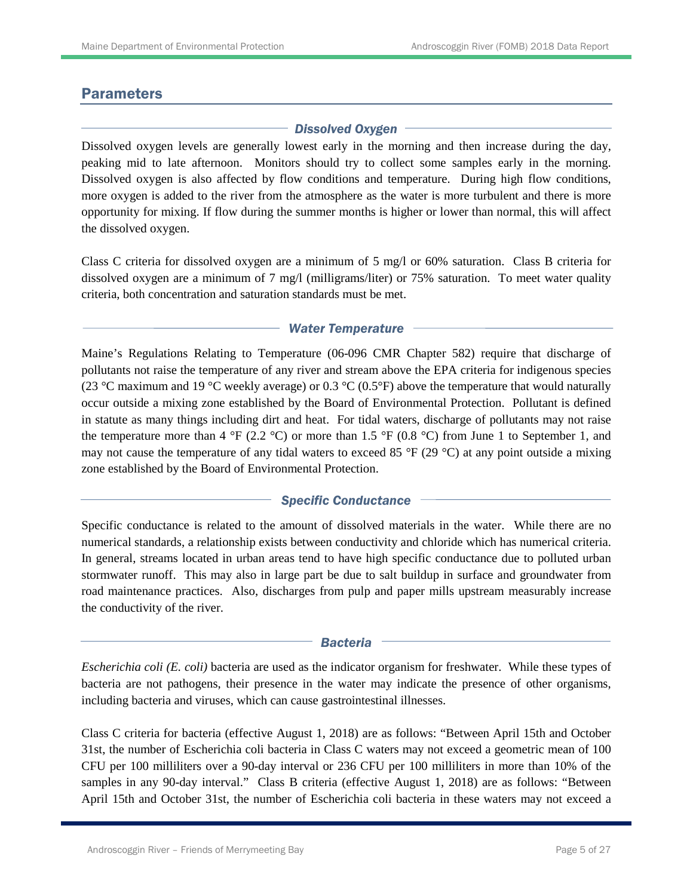## Parameters

### *Dissolved Oxygen*

Dissolved oxygen levels are generally lowest early in the morning and then increase during the day, peaking mid to late afternoon. Monitors should try to collect some samples early in the morning. Dissolved oxygen is also affected by flow conditions and temperature. During high flow conditions, more oxygen is added to the river from the atmosphere as the water is more turbulent and there is more opportunity for mixing. If flow during the summer months is higher or lower than normal, this will affect the dissolved oxygen.

Class C criteria for dissolved oxygen are a minimum of 5 mg/l or 60% saturation. Class B criteria for dissolved oxygen are a minimum of 7 mg/l (milligrams/liter) or 75% saturation. To meet water quality criteria, both concentration and saturation standards must be met.

### *Water Temperature*

Maine's Regulations Relating to Temperature (06-096 CMR Chapter 582) require that discharge of pollutants not raise the temperature of any river and stream above the EPA criteria for indigenous species (23 °C maximum and 19 °C weekly average) or 0.3 °C (0.5°F) above the temperature that would naturally occur outside a mixing zone established by the Board of Environmental Protection. Pollutant is defined in statute as many things including dirt and heat. For tidal waters, discharge of pollutants may not raise the temperature more than 4 °F (2.2 °C) or more than 1.5 °F (0.8 °C) from June 1 to September 1, and may not cause the temperature of any tidal waters to exceed 85 °F (29 °C) at any point outside a mixing zone established by the Board of Environmental Protection.

### *Specific Conductance*

Specific conductance is related to the amount of dissolved materials in the water. While there are no numerical standards, a relationship exists between conductivity and chloride which has numerical criteria. In general, streams located in urban areas tend to have high specific conductance due to polluted urban stormwater runoff. This may also in large part be due to salt buildup in surface and groundwater from road maintenance practices. Also, discharges from pulp and paper mills upstream measurably increase the conductivity of the river.

### *Bacteria*

*Escherichia coli (E. coli)* bacteria are used as the indicator organism for freshwater. While these types of bacteria are not pathogens, their presence in the water may indicate the presence of other organisms, including bacteria and viruses, which can cause gastrointestinal illnesses.

Class C criteria for bacteria (effective August 1, 2018) are as follows: "Between April 15th and October 31st, the number of Escherichia coli bacteria in Class C waters may not exceed a geometric mean of 100 CFU per 100 milliliters over a 90-day interval or 236 CFU per 100 milliliters in more than 10% of the samples in any 90-day interval." Class B criteria (effective August 1, 2018) are as follows: "Between April 15th and October 31st, the number of Escherichia coli bacteria in these waters may not exceed a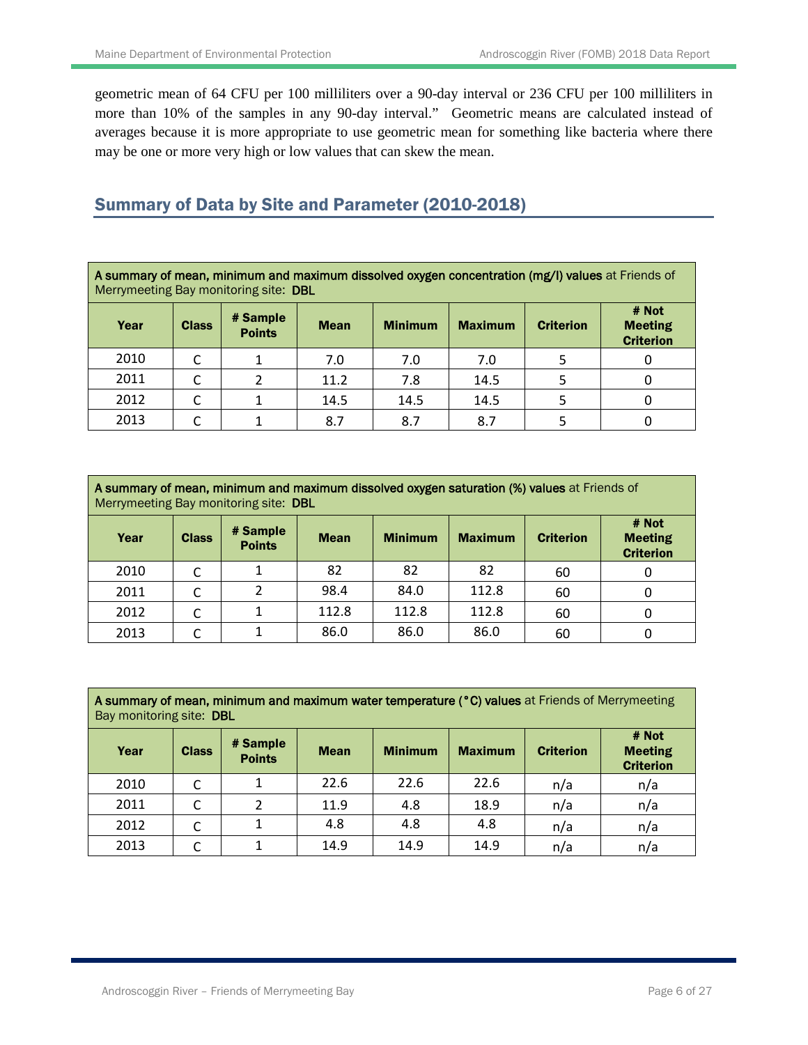geometric mean of 64 CFU per 100 milliliters over a 90-day interval or 236 CFU per 100 milliliters in more than 10% of the samples in any 90-day interval." Geometric means are calculated instead of averages because it is more appropriate to use geometric mean for something like bacteria where there may be one or more very high or low values that can skew the mean.

## Summary of Data by Site and Parameter (2010-2018)

**A summary of mean, minimum and maximum dissolved oxygen concentration (mg/l) values** at Friends of Merrymeeting Bay monitoring site: **DBL**

| Year | Class | # Sample Points | Mean | Minimum | Maximum | Criterion | # Not Meeting Criterion |
|---|---|---|---|---|---|---|---|
| 2010 | C | 1 | 7.0 | 7.0 | 7.0 | 5 | 0 |
| 2011 | C | 2 | 11.2 | 7.8 | 14.5 | 5 | 0 |
| 2012 | C | 1 | 14.5 | 14.5 | 14.5 | 5 | 0 |
| 2013 | C | 1 | 8.7 | 8.7 | 8.7 | 5 | 0 |

**A summary of mean, minimum and maximum dissolved oxygen saturation (%) values** at Friends of Merrymeeting Bay monitoring site: **DBL**

| Year | Class | # Sample Points | Mean | Minimum | Maximum | Criterion | # Not Meeting Criterion |
|---|---|---|---|---|---|---|---|
| 2010 | C | 1 | 82 | 82 | 82 | 60 | 0 |
| 2011 | C | 2 | 98.4 | 84.0 | 112.8 | 60 | 0 |
| 2012 | C | 1 | 112.8 | 112.8 | 112.8 | 60 | 0 |
| 2013 | C | 1 | 86.0 | 86.0 | 86.0 | 60 | 0 |

**A summary of mean, minimum and maximum water temperature (°C) values** at Friends of Merrymeeting Bay monitoring site: **DBL**

| Year | Class | # Sample Points | Mean | Minimum | Maximum | Criterion | # Not Meeting Criterion |
|---|---|---|---|---|---|---|---|
| 2010 | C | 1 | 22.6 | 22.6 | 22.6 | n/a | n/a |
| 2011 | C | 2 | 11.9 | 4.8 | 18.9 | n/a | n/a |
| 2012 | C | 1 | 4.8 | 4.8 | 4.8 | n/a | n/a |
| 2013 | C | 1 | 14.9 | 14.9 | 14.9 | n/a | n/a |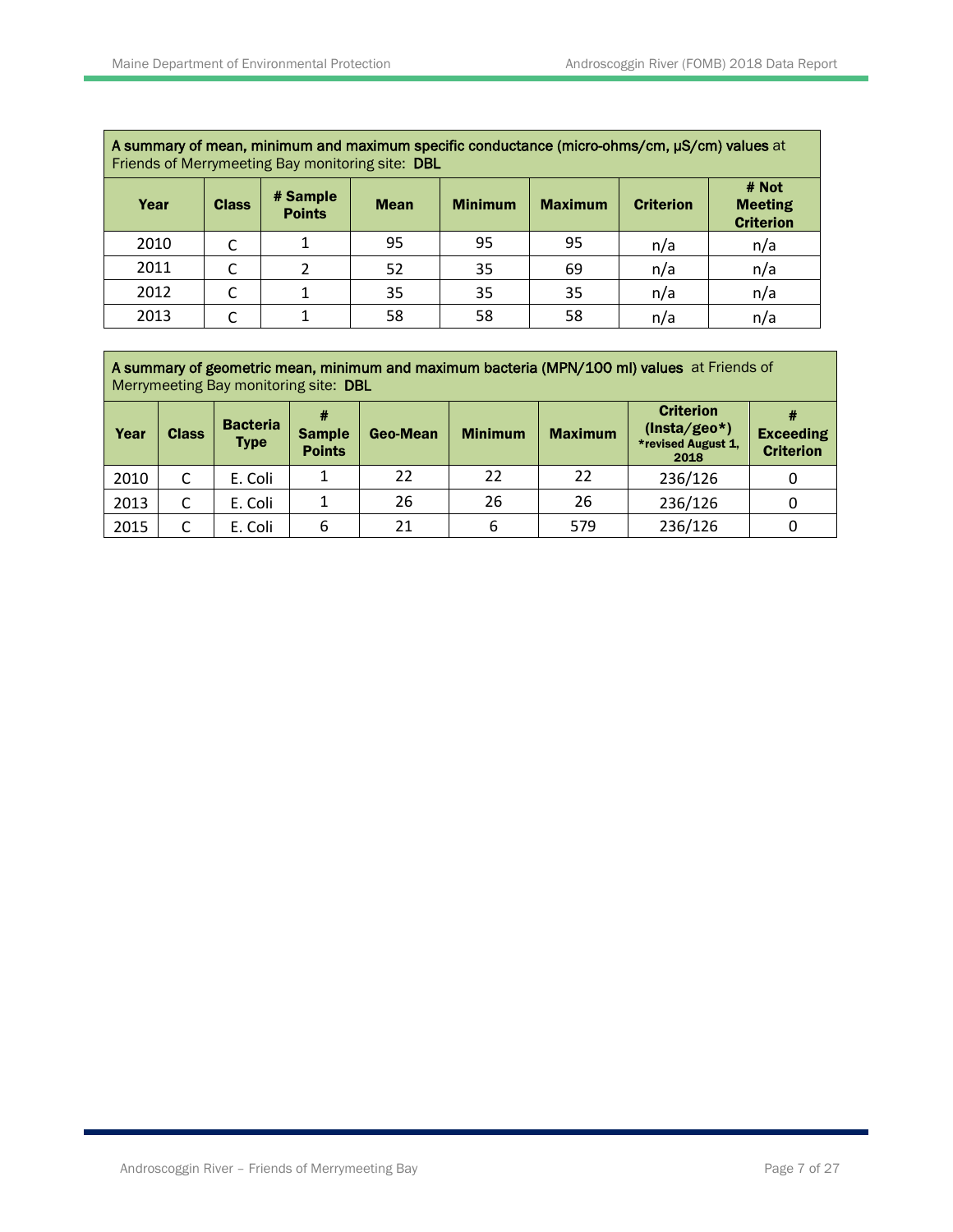**A summary of mean, minimum and maximum specific conductance (micro-ohms/cm, μS/cm) values** at Friends of Merrymeeting Bay monitoring site: **DBL**

| Year | Class | # Sample Points | Mean | Minimum | Maximum | Criterion | # Not Meeting Criterion |
|---|---|---|---|---|---|---|---|
| 2010 | C | 1 | 95 | 95 | 95 | n/a | n/a |
| 2011 | C | 2 | 52 | 35 | 69 | n/a | n/a |
| 2012 | C | 1 | 35 | 35 | 35 | n/a | n/a |
| 2013 | C | 1 | 58 | 58 | 58 | n/a | n/a |

**A summary of geometric mean, minimum and maximum bacteria (MPN/100 ml) values** at Friends of Merrymeeting Bay monitoring site: **DBL**

| Year | Class | Bacteria Type | # Sample Points | Geo-Mean | Minimum | Maximum | Criterion (Insta/geo*) *revised August 1, 2018 | # Exceeding Criterion |
|---|---|---|---|---|---|---|---|---|
| 2010 | C | E. Coli | 1 | 22 | 22 | 22 | 236/126 | 0 |
| 2013 | C | E. Coli | 1 | 26 | 26 | 26 | 236/126 | 0 |
| 2015 | C | E. Coli | 6 | 21 | 6 | 579 | 236/126 | 0 |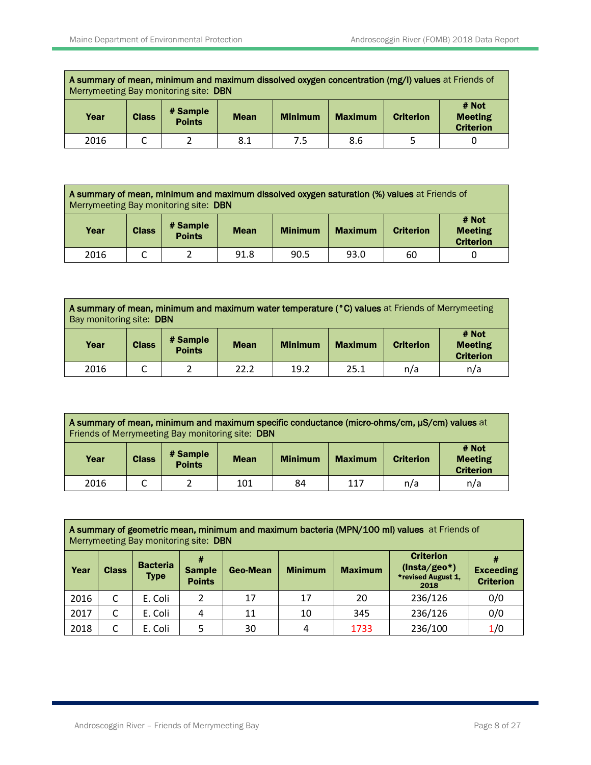**A summary of mean, minimum and maximum dissolved oxygen concentration (mg/l) values** at Friends of Merrymeeting Bay monitoring site: **DBN**

| Year | Class | # Sample Points | Mean | Minimum | Maximum | Criterion | # Not Meeting Criterion |
|---|---|---|---|---|---|---|---|
| 2016 | C | 2 | 8.1 | 7.5 | 8.6 | 5 | 0 |

**A summary of mean, minimum and maximum dissolved oxygen saturation (%) values** at Friends of Merrymeeting Bay monitoring site: **DBN**

| Year | Class | # Sample Points | Mean | Minimum | Maximum | Criterion | # Not Meeting Criterion |
|---|---|---|---|---|---|---|---|
| 2016 | C | 2 | 91.8 | 90.5 | 93.0 | 60 | 0 |

**A summary of mean, minimum and maximum water temperature (°C) values** at Friends of Merrymeeting Bay monitoring site: **DBN**

| Year | Class | # Sample Points | Mean | Minimum | Maximum | Criterion | # Not Meeting Criterion |
|---|---|---|---|---|---|---|---|
| 2016 | C | 2 | 22.2 | 19.2 | 25.1 | n/a | n/a |

**A summary of mean, minimum and maximum specific conductance (micro-ohms/cm, µS/cm) values** at Friends of Merrymeeting Bay monitoring site: **DBN**

| Year | Class | # Sample Points | Mean | Minimum | Maximum | Criterion | # Not Meeting Criterion |
|---|---|---|---|---|---|---|---|
| 2016 | C | 2 | 101 | 84 | 117 | n/a | n/a |

**A summary of geometric mean, minimum and maximum bacteria (MPN/100 ml) values** at Friends of Merrymeeting Bay monitoring site: **DBN**

| Year | Class | Bacteria Type | # Sample Points | Geo-Mean | Minimum | Maximum | Criterion (Insta/geo*) *revised August 1, 2018 | # Exceeding Criterion |
|---|---|---|---|---|---|---|---|---|
| 2016 | C | E. Coli | 2 | 17 | 17 | 20 | 236/126 | 0/0 |
| 2017 | C | E. Coli | 4 | 11 | 10 | 345 | 236/126 | 0/0 |
| 2018 | C | E. Coli | 5 | 30 | 4 | 1733 | 236/100 | 1/0 |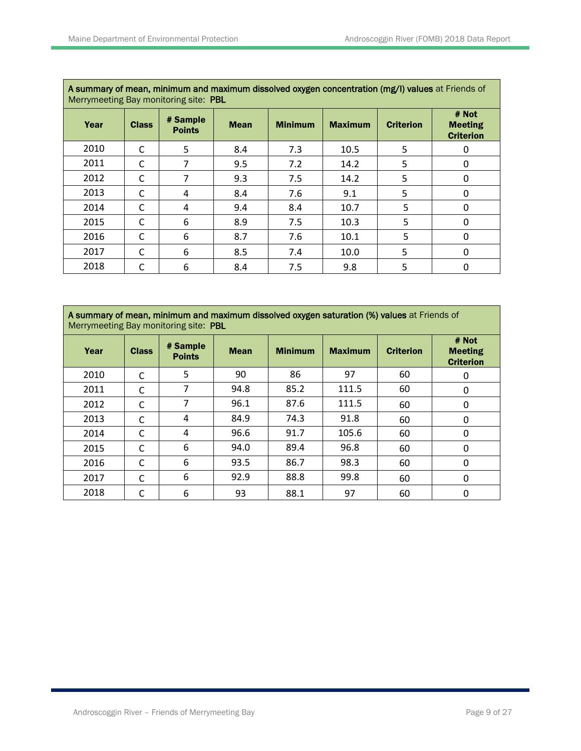**A summary of mean, minimum and maximum dissolved oxygen concentration (mg/l) values** at Friends of Merrymeeting Bay monitoring site: **PBL**

| Year | Class | # Sample Points | Mean | Minimum | Maximum | Criterion | # Not Meeting Criterion |
|---|---|---|---|---|---|---|---|
| 2010 | C | 5 | 8.4 | 7.3 | 10.5 | 5 | 0 |
| 2011 | C | 7 | 9.5 | 7.2 | 14.2 | 5 | 0 |
| 2012 | C | 7 | 9.3 | 7.5 | 14.2 | 5 | 0 |
| 2013 | C | 4 | 8.4 | 7.6 | 9.1 | 5 | 0 |
| 2014 | C | 4 | 9.4 | 8.4 | 10.7 | 5 | 0 |
| 2015 | C | 6 | 8.9 | 7.5 | 10.3 | 5 | 0 |
| 2016 | C | 6 | 8.7 | 7.6 | 10.1 | 5 | 0 |
| 2017 | C | 6 | 8.5 | 7.4 | 10.0 | 5 | 0 |
| 2018 | C | 6 | 8.4 | 7.5 | 9.8 | 5 | 0 |

**A summary of mean, minimum and maximum dissolved oxygen saturation (%) values** at Friends of Merrymeeting Bay monitoring site: **PBL**

| Year | Class | # Sample Points | Mean | Minimum | Maximum | Criterion | # Not Meeting Criterion |
|---|---|---|---|---|---|---|---|
| 2010 | C | 5 | 90 | 86 | 97 | 60 | 0 |
| 2011 | C | 7 | 94.8 | 85.2 | 111.5 | 60 | 0 |
| 2012 | C | 7 | 96.1 | 87.6 | 111.5 | 60 | 0 |
| 2013 | C | 4 | 84.9 | 74.3 | 91.8 | 60 | 0 |
| 2014 | C | 4 | 96.6 | 91.7 | 105.6 | 60 | 0 |
| 2015 | C | 6 | 94.0 | 89.4 | 96.8 | 60 | 0 |
| 2016 | C | 6 | 93.5 | 86.7 | 98.3 | 60 | 0 |
| 2017 | C | 6 | 92.9 | 88.8 | 99.8 | 60 | 0 |
| 2018 | C | 6 | 93 | 88.1 | 97 | 60 | 0 |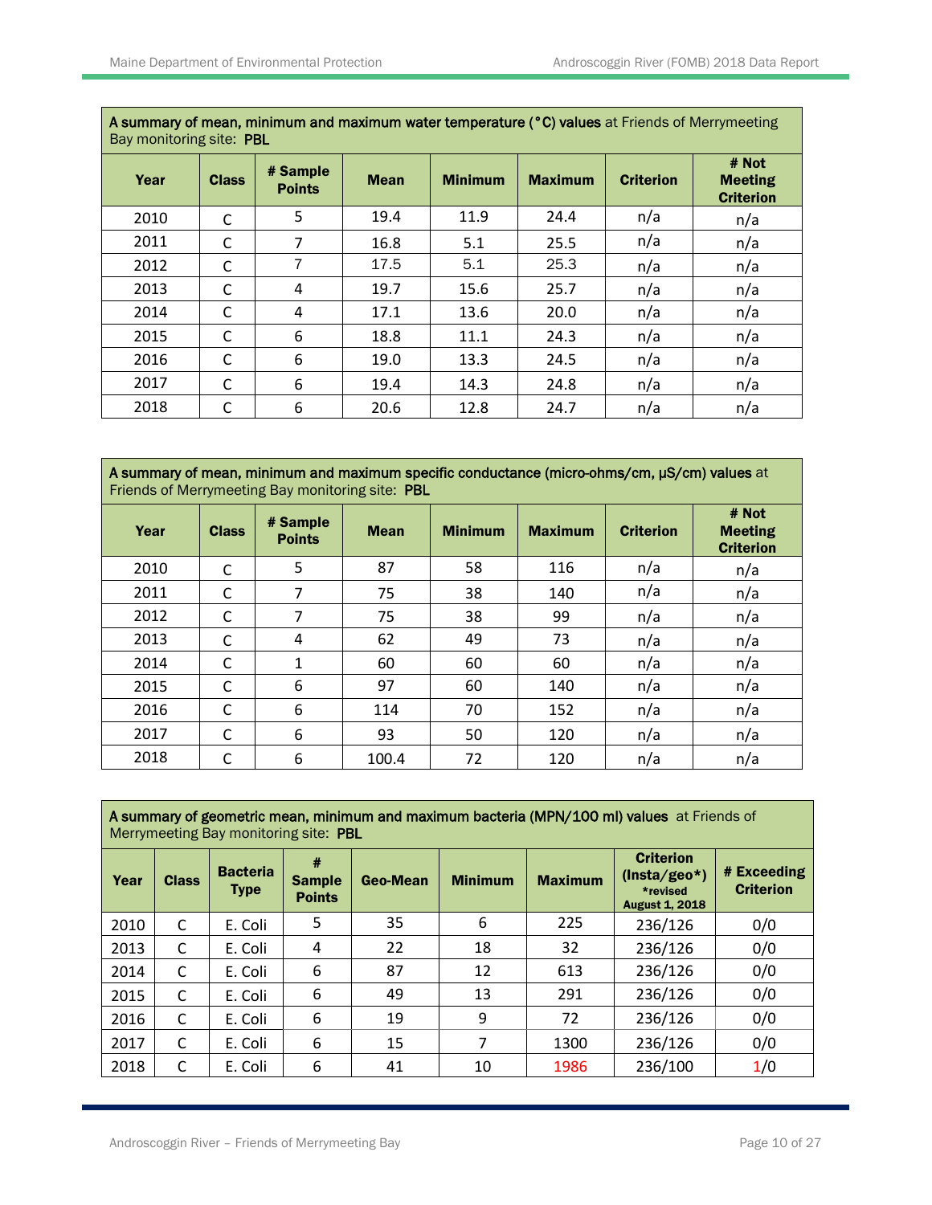| **A summary of mean, minimum and maximum water temperature (°C) values** at Friends of Merrymeeting Bay monitoring site: **PBL** | | | | | | | |
|---|---|---|---|---|---|---|---|
| **Year** | **Class** | **# Sample Points** | **Mean** | **Minimum** | **Maximum** | **Criterion** | **# Not Meeting Criterion** |
| 2010 | C | 5 | 19.4 | 11.9 | 24.4 | n/a | n/a |
| 2011 | C | 7 | 16.8 | 5.1 | 25.5 | n/a | n/a |
| 2012 | C | 7 | 17.5 | 5.1 | 25.3 | n/a | n/a |
| 2013 | C | 4 | 19.7 | 15.6 | 25.7 | n/a | n/a |
| 2014 | C | 4 | 17.1 | 13.6 | 20.0 | n/a | n/a |
| 2015 | C | 6 | 18.8 | 11.1 | 24.3 | n/a | n/a |
| 2016 | C | 6 | 19.0 | 13.3 | 24.5 | n/a | n/a |
| 2017 | C | 6 | 19.4 | 14.3 | 24.8 | n/a | n/a |
| 2018 | C | 6 | 20.6 | 12.8 | 24.7 | n/a | n/a |

| **A summary of mean, minimum and maximum specific conductance (micro-ohms/cm, µS/cm) values** at Friends of Merrymeeting Bay monitoring site: **PBL** | | | | | | | |
|---|---|---|---|---|---|---|---|
| **Year** | **Class** | **# Sample Points** | **Mean** | **Minimum** | **Maximum** | **Criterion** | **# Not Meeting Criterion** |
| 2010 | C | 5 | 87 | 58 | 116 | n/a | n/a |
| 2011 | C | 7 | 75 | 38 | 140 | n/a | n/a |
| 2012 | C | 7 | 75 | 38 | 99 | n/a | n/a |
| 2013 | C | 4 | 62 | 49 | 73 | n/a | n/a |
| 2014 | C | 1 | 60 | 60 | 60 | n/a | n/a |
| 2015 | C | 6 | 97 | 60 | 140 | n/a | n/a |
| 2016 | C | 6 | 114 | 70 | 152 | n/a | n/a |
| 2017 | C | 6 | 93 | 50 | 120 | n/a | n/a |
| 2018 | C | 6 | 100.4 | 72 | 120 | n/a | n/a |

| **A summary of geometric mean, minimum and maximum bacteria (MPN/100 ml) values** at Friends of Merrymeeting Bay monitoring site: **PBL** | | | | | | | | |
|---|---|---|---|---|---|---|---|---|
| **Year** | **Class** | **Bacteria Type** | **# Sample Points** | **Geo-Mean** | **Minimum** | **Maximum** | **Criterion (Insta/geo*)** *revised August 1, 2018 | **# Exceeding Criterion** |
| 2010 | C | E. Coli | 5 | 35 | 6 | 225 | 236/126 | 0/0 |
| 2013 | C | E. Coli | 4 | 22 | 18 | 32 | 236/126 | 0/0 |
| 2014 | C | E. Coli | 6 | 87 | 12 | 613 | 236/126 | 0/0 |
| 2015 | C | E. Coli | 6 | 49 | 13 | 291 | 236/126 | 0/0 |
| 2016 | C | E. Coli | 6 | 19 | 9 | 72 | 236/126 | 0/0 |
| 2017 | C | E. Coli | 6 | 15 | 7 | 1300 | 236/126 | 0/0 |
| 2018 | C | E. Coli | 6 | 41 | 10 | 1986 | 236/100 | 1/0 |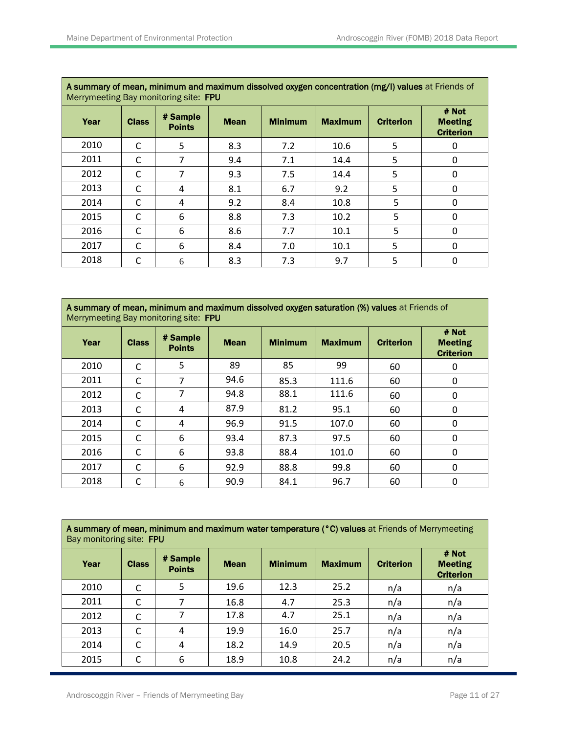| **A summary of mean, minimum and maximum dissolved oxygen concentration (mg/l) values** at Friends of Merrymeeting Bay monitoring site: **FPU** | | | | | | | |
|---|---|---|---|---|---|---|---|
| **Year** | **Class** | **# Sample Points** | **Mean** | **Minimum** | **Maximum** | **Criterion** | **# Not Meeting Criterion** |
| 2010 | C | 5 | 8.3 | 7.2 | 10.6 | 5 | 0 |
| 2011 | C | 7 | 9.4 | 7.1 | 14.4 | 5 | 0 |
| 2012 | C | 7 | 9.3 | 7.5 | 14.4 | 5 | 0 |
| 2013 | C | 4 | 8.1 | 6.7 | 9.2 | 5 | 0 |
| 2014 | C | 4 | 9.2 | 8.4 | 10.8 | 5 | 0 |
| 2015 | C | 6 | 8.8 | 7.3 | 10.2 | 5 | 0 |
| 2016 | C | 6 | 8.6 | 7.7 | 10.1 | 5 | 0 |
| 2017 | C | 6 | 8.4 | 7.0 | 10.1 | 5 | 0 |
| 2018 | C | 6 | 8.3 | 7.3 | 9.7 | 5 | 0 |

| **A summary of mean, minimum and maximum dissolved oxygen saturation (%) values** at Friends of Merrymeeting Bay monitoring site: **FPU** | | | | | | | |
|---|---|---|---|---|---|---|---|
| **Year** | **Class** | **# Sample Points** | **Mean** | **Minimum** | **Maximum** | **Criterion** | **# Not Meeting Criterion** |
| 2010 | C | 5 | 89 | 85 | 99 | 60 | 0 |
| 2011 | C | 7 | 94.6 | 85.3 | 111.6 | 60 | 0 |
| 2012 | C | 7 | 94.8 | 88.1 | 111.6 | 60 | 0 |
| 2013 | C | 4 | 87.9 | 81.2 | 95.1 | 60 | 0 |
| 2014 | C | 4 | 96.9 | 91.5 | 107.0 | 60 | 0 |
| 2015 | C | 6 | 93.4 | 87.3 | 97.5 | 60 | 0 |
| 2016 | C | 6 | 93.8 | 88.4 | 101.0 | 60 | 0 |
| 2017 | C | 6 | 92.9 | 88.8 | 99.8 | 60 | 0 |
| 2018 | C | 6 | 90.9 | 84.1 | 96.7 | 60 | 0 |

| **A summary of mean, minimum and maximum water temperature (°C) values** at Friends of Merrymeeting Bay monitoring site: **FPU** | | | | | | | |
|---|---|---|---|---|---|---|---|
| **Year** | **Class** | **# Sample Points** | **Mean** | **Minimum** | **Maximum** | **Criterion** | **# Not Meeting Criterion** |
| 2010 | C | 5 | 19.6 | 12.3 | 25.2 | n/a | n/a |
| 2011 | C | 7 | 16.8 | 4.7 | 25.3 | n/a | n/a |
| 2012 | C | 7 | 17.8 | 4.7 | 25.1 | n/a | n/a |
| 2013 | C | 4 | 19.9 | 16.0 | 25.7 | n/a | n/a |
| 2014 | C | 4 | 18.2 | 14.9 | 20.5 | n/a | n/a |
| 2015 | C | 6 | 18.9 | 10.8 | 24.2 | n/a | n/a |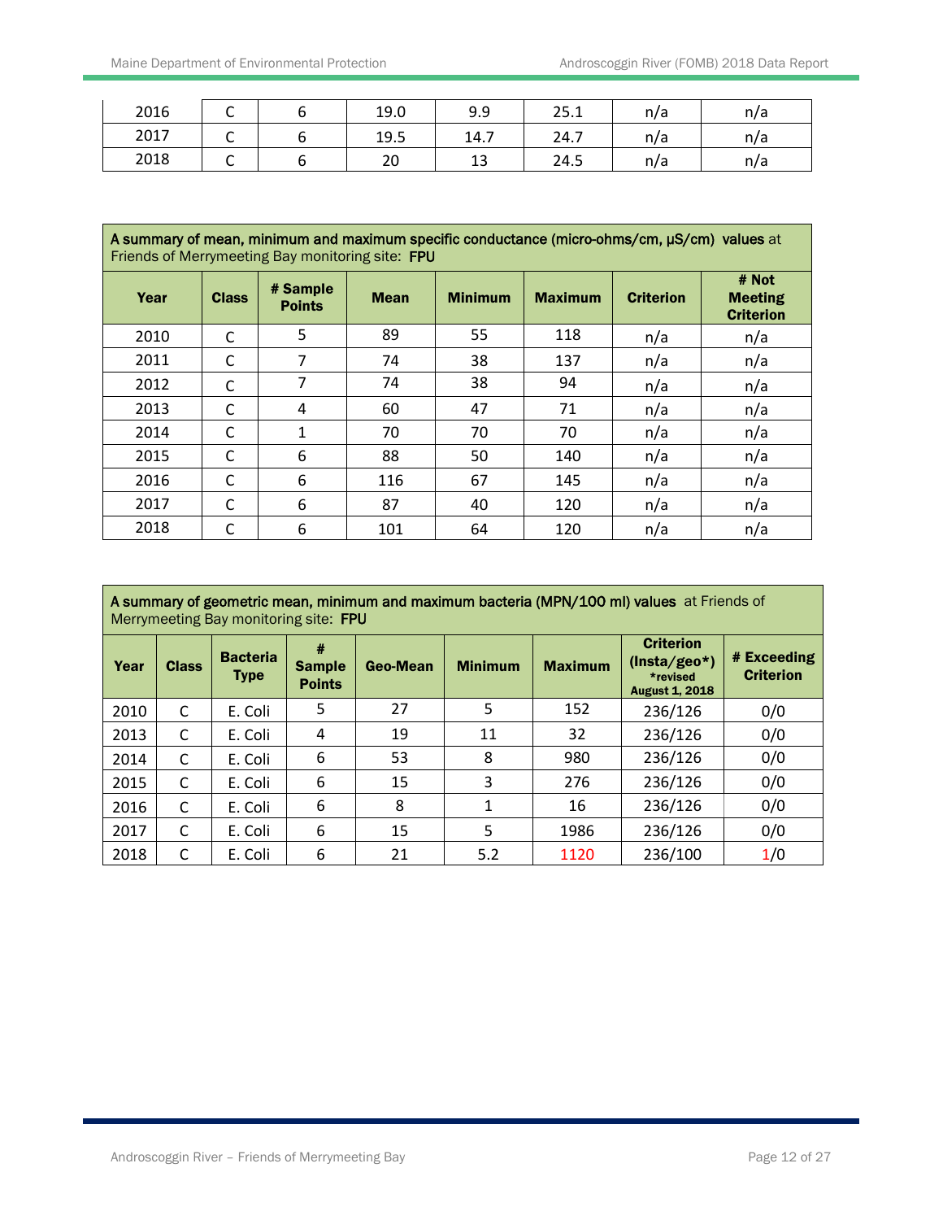| | | | | | | | |
|---|---|---|---|---|---|---|---|
| 2016 | C | 6 | 19.0 | 9.9 | 25.1 | n/a | n/a |
| 2017 | C | 6 | 19.5 | 14.7 | 24.7 | n/a | n/a |
| 2018 | C | 6 | 20 | 13 | 24.5 | n/a | n/a |

**A summary of mean, minimum and maximum specific conductance (micro-ohms/cm, µS/cm) values** at Friends of Merrymeeting Bay monitoring site: **FPU**

| Year | Class | # Sample Points | Mean | Minimum | Maximum | Criterion | # Not Meeting Criterion |
|---|---|---|---|---|---|---|---|
| 2010 | C | 5 | 89 | 55 | 118 | n/a | n/a |
| 2011 | C | 7 | 74 | 38 | 137 | n/a | n/a |
| 2012 | C | 7 | 74 | 38 | 94 | n/a | n/a |
| 2013 | C | 4 | 60 | 47 | 71 | n/a | n/a |
| 2014 | C | 1 | 70 | 70 | 70 | n/a | n/a |
| 2015 | C | 6 | 88 | 50 | 140 | n/a | n/a |
| 2016 | C | 6 | 116 | 67 | 145 | n/a | n/a |
| 2017 | C | 6 | 87 | 40 | 120 | n/a | n/a |
| 2018 | C | 6 | 101 | 64 | 120 | n/a | n/a |

**A summary of geometric mean, minimum and maximum bacteria (MPN/100 ml) values** at Friends of Merrymeeting Bay monitoring site: **FPU**

| Year | Class | Bacteria Type | # Sample Points | Geo-Mean | Minimum | Maximum | Criterion (Insta/geo*) *revised August 1, 2018 | # Exceeding Criterion |
|---|---|---|---|---|---|---|---|---|
| 2010 | C | E. Coli | 5 | 27 | 5 | 152 | 236/126 | 0/0 |
| 2013 | C | E. Coli | 4 | 19 | 11 | 32 | 236/126 | 0/0 |
| 2014 | C | E. Coli | 6 | 53 | 8 | 980 | 236/126 | 0/0 |
| 2015 | C | E. Coli | 6 | 15 | 3 | 276 | 236/126 | 0/0 |
| 2016 | C | E. Coli | 6 | 8 | 1 | 16 | 236/126 | 0/0 |
| 2017 | C | E. Coli | 6 | 15 | 5 | 1986 | 236/126 | 0/0 |
| 2018 | C | E. Coli | 6 | 21 | 5.2 | 1120 | 236/100 | 1/0 |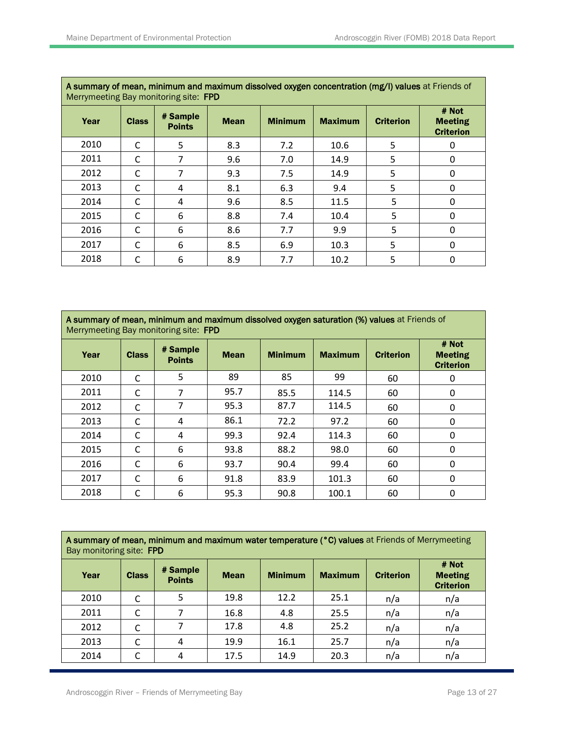| **A summary of mean, minimum and maximum dissolved oxygen concentration (mg/l) values** at Friends of Merrymeeting Bay monitoring site: **FPD** | | | | | | | |
|---|---|---|---|---|---|---|---|
| **Year** | **Class** | **# Sample Points** | **Mean** | **Minimum** | **Maximum** | **Criterion** | **# Not Meeting Criterion** |
| 2010 | C | 5 | 8.3 | 7.2 | 10.6 | 5 | 0 |
| 2011 | C | 7 | 9.6 | 7.0 | 14.9 | 5 | 0 |
| 2012 | C | 7 | 9.3 | 7.5 | 14.9 | 5 | 0 |
| 2013 | C | 4 | 8.1 | 6.3 | 9.4 | 5 | 0 |
| 2014 | C | 4 | 9.6 | 8.5 | 11.5 | 5 | 0 |
| 2015 | C | 6 | 8.8 | 7.4 | 10.4 | 5 | 0 |
| 2016 | C | 6 | 8.6 | 7.7 | 9.9 | 5 | 0 |
| 2017 | C | 6 | 8.5 | 6.9 | 10.3 | 5 | 0 |
| 2018 | C | 6 | 8.9 | 7.7 | 10.2 | 5 | 0 |

| **A summary of mean, minimum and maximum dissolved oxygen saturation (%) values** at Friends of Merrymeeting Bay monitoring site: **FPD** | | | | | | | |
|---|---|---|---|---|---|---|---|
| **Year** | **Class** | **# Sample Points** | **Mean** | **Minimum** | **Maximum** | **Criterion** | **# Not Meeting Criterion** |
| 2010 | C | 5 | 89 | 85 | 99 | 60 | 0 |
| 2011 | C | 7 | 95.7 | 85.5 | 114.5 | 60 | 0 |
| 2012 | C | 7 | 95.3 | 87.7 | 114.5 | 60 | 0 |
| 2013 | C | 4 | 86.1 | 72.2 | 97.2 | 60 | 0 |
| 2014 | C | 4 | 99.3 | 92.4 | 114.3 | 60 | 0 |
| 2015 | C | 6 | 93.8 | 88.2 | 98.0 | 60 | 0 |
| 2016 | C | 6 | 93.7 | 90.4 | 99.4 | 60 | 0 |
| 2017 | C | 6 | 91.8 | 83.9 | 101.3 | 60 | 0 |
| 2018 | C | 6 | 95.3 | 90.8 | 100.1 | 60 | 0 |

| **A summary of mean, minimum and maximum water temperature (°C) values** at Friends of Merrymeeting Bay monitoring site: **FPD** | | | | | | | |
|---|---|---|---|---|---|---|---|
| **Year** | **Class** | **# Sample Points** | **Mean** | **Minimum** | **Maximum** | **Criterion** | **# Not Meeting Criterion** |
| 2010 | C | 5 | 19.8 | 12.2 | 25.1 | n/a | n/a |
| 2011 | C | 7 | 16.8 | 4.8 | 25.5 | n/a | n/a |
| 2012 | C | 7 | 17.8 | 4.8 | 25.2 | n/a | n/a |
| 2013 | C | 4 | 19.9 | 16.1 | 25.7 | n/a | n/a |
| 2014 | C | 4 | 17.5 | 14.9 | 20.3 | n/a | n/a |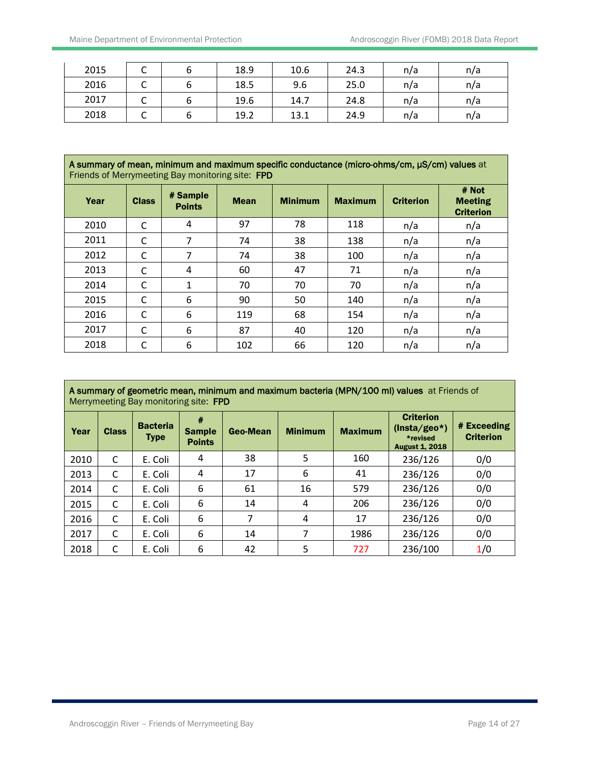| 2015 | C | 6 | 18.9 | 10.6 | 24.3 | n/a | n/a |
|---|---|---|---|---|---|---|---|
| 2016 | C | 6 | 18.5 | 9.6 | 25.0 | n/a | n/a |
| 2017 | C | 6 | 19.6 | 14.7 | 24.8 | n/a | n/a |
| 2018 | C | 6 | 19.2 | 13.1 | 24.9 | n/a | n/a |

**A summary of mean, minimum and maximum specific conductance (micro-ohms/cm, µS/cm) values** at Friends of Merrymeeting Bay monitoring site: **FPD**

| Year | Class | # Sample Points | Mean | Minimum | Maximum | Criterion | # Not Meeting Criterion |
|---|---|---|---|---|---|---|---|
| 2010 | C | 4 | 97 | 78 | 118 | n/a | n/a |
| 2011 | C | 7 | 74 | 38 | 138 | n/a | n/a |
| 2012 | C | 7 | 74 | 38 | 100 | n/a | n/a |
| 2013 | C | 4 | 60 | 47 | 71 | n/a | n/a |
| 2014 | C | 1 | 70 | 70 | 70 | n/a | n/a |
| 2015 | C | 6 | 90 | 50 | 140 | n/a | n/a |
| 2016 | C | 6 | 119 | 68 | 154 | n/a | n/a |
| 2017 | C | 6 | 87 | 40 | 120 | n/a | n/a |
| 2018 | C | 6 | 102 | 66 | 120 | n/a | n/a |

**A summary of geometric mean, minimum and maximum bacteria (MPN/100 ml) values** at Friends of Merrymeeting Bay monitoring site: **FPD**

| Year | Class | Bacteria Type | # Sample Points | Geo-Mean | Minimum | Maximum | Criterion (Insta/geo*) *revised August 1, 2018 | # Exceeding Criterion |
|---|---|---|---|---|---|---|---|---|
| 2010 | C | E. Coli | 4 | 38 | 5 | 160 | 236/126 | 0/0 |
| 2013 | C | E. Coli | 4 | 17 | 6 | 41 | 236/126 | 0/0 |
| 2014 | C | E. Coli | 6 | 61 | 16 | 579 | 236/126 | 0/0 |
| 2015 | C | E. Coli | 6 | 14 | 4 | 206 | 236/126 | 0/0 |
| 2016 | C | E. Coli | 6 | 7 | 4 | 17 | 236/126 | 0/0 |
| 2017 | C | E. Coli | 6 | 14 | 7 | 1986 | 236/126 | 0/0 |
| 2018 | C | E. Coli | 6 | 42 | 5 | 727 | 236/100 | 1/0 |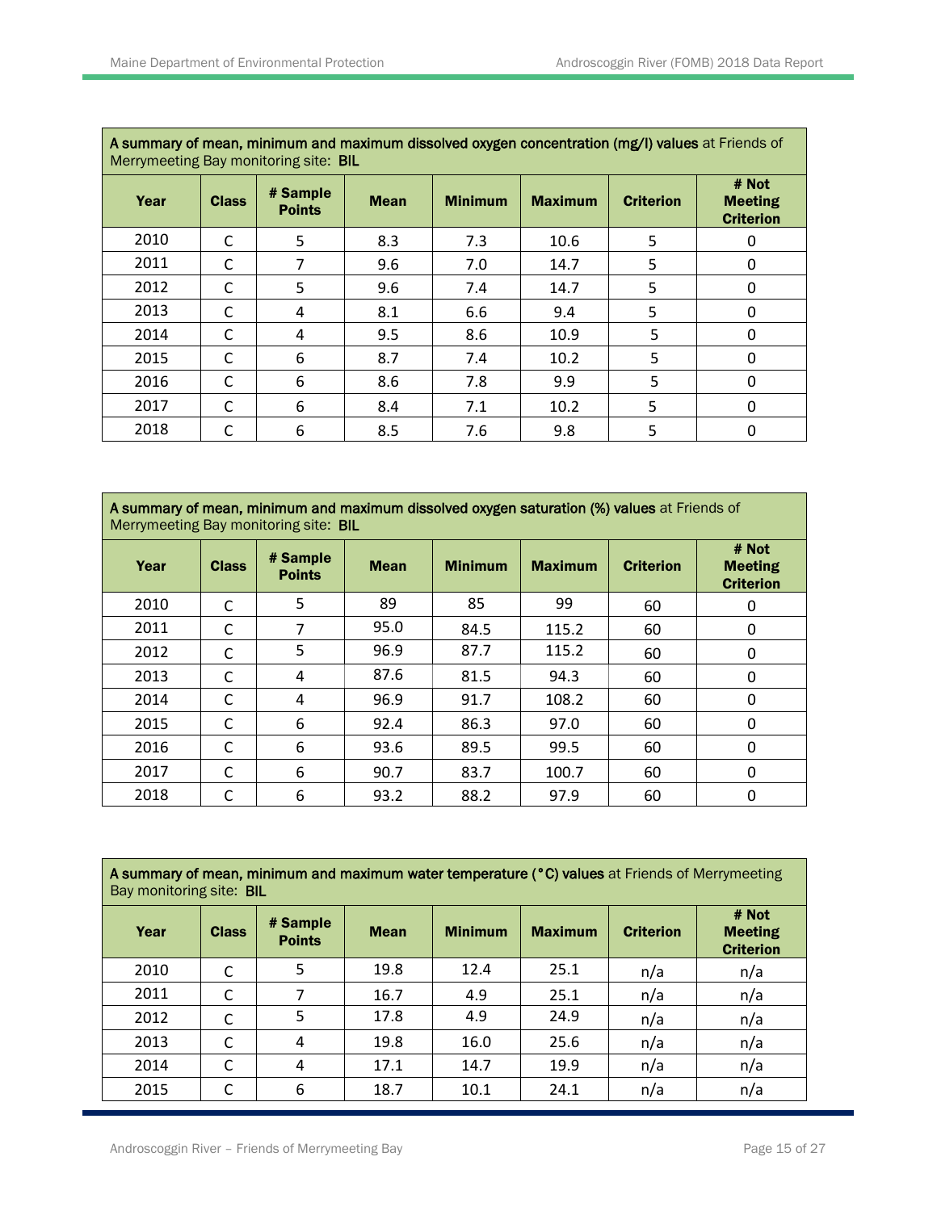| **A summary of mean, minimum and maximum dissolved oxygen concentration (mg/l) values** at Friends of Merrymeeting Bay monitoring site: **BIL** | | | | | | | |
|---|---|---|---|---|---|---|---|
| **Year** | **Class** | **# Sample Points** | **Mean** | **Minimum** | **Maximum** | **Criterion** | **# Not Meeting Criterion** |
| 2010 | C | 5 | 8.3 | 7.3 | 10.6 | 5 | 0 |
| 2011 | C | 7 | 9.6 | 7.0 | 14.7 | 5 | 0 |
| 2012 | C | 5 | 9.6 | 7.4 | 14.7 | 5 | 0 |
| 2013 | C | 4 | 8.1 | 6.6 | 9.4 | 5 | 0 |
| 2014 | C | 4 | 9.5 | 8.6 | 10.9 | 5 | 0 |
| 2015 | C | 6 | 8.7 | 7.4 | 10.2 | 5 | 0 |
| 2016 | C | 6 | 8.6 | 7.8 | 9.9 | 5 | 0 |
| 2017 | C | 6 | 8.4 | 7.1 | 10.2 | 5 | 0 |
| 2018 | C | 6 | 8.5 | 7.6 | 9.8 | 5 | 0 |

| **A summary of mean, minimum and maximum dissolved oxygen saturation (%) values** at Friends of Merrymeeting Bay monitoring site: **BIL** | | | | | | | |
|---|---|---|---|---|---|---|---|
| **Year** | **Class** | **# Sample Points** | **Mean** | **Minimum** | **Maximum** | **Criterion** | **# Not Meeting Criterion** |
| 2010 | C | 5 | 89 | 85 | 99 | 60 | 0 |
| 2011 | C | 7 | 95.0 | 84.5 | 115.2 | 60 | 0 |
| 2012 | C | 5 | 96.9 | 87.7 | 115.2 | 60 | 0 |
| 2013 | C | 4 | 87.6 | 81.5 | 94.3 | 60 | 0 |
| 2014 | C | 4 | 96.9 | 91.7 | 108.2 | 60 | 0 |
| 2015 | C | 6 | 92.4 | 86.3 | 97.0 | 60 | 0 |
| 2016 | C | 6 | 93.6 | 89.5 | 99.5 | 60 | 0 |
| 2017 | C | 6 | 90.7 | 83.7 | 100.7 | 60 | 0 |
| 2018 | C | 6 | 93.2 | 88.2 | 97.9 | 60 | 0 |

| **A summary of mean, minimum and maximum water temperature (°C) values** at Friends of Merrymeeting Bay monitoring site: **BIL** | | | | | | | |
|---|---|---|---|---|---|---|---|
| **Year** | **Class** | **# Sample Points** | **Mean** | **Minimum** | **Maximum** | **Criterion** | **# Not Meeting Criterion** |
| 2010 | C | 5 | 19.8 | 12.4 | 25.1 | n/a | n/a |
| 2011 | C | 7 | 16.7 | 4.9 | 25.1 | n/a | n/a |
| 2012 | C | 5 | 17.8 | 4.9 | 24.9 | n/a | n/a |
| 2013 | C | 4 | 19.8 | 16.0 | 25.6 | n/a | n/a |
| 2014 | C | 4 | 17.1 | 14.7 | 19.9 | n/a | n/a |
| 2015 | C | 6 | 18.7 | 10.1 | 24.1 | n/a | n/a |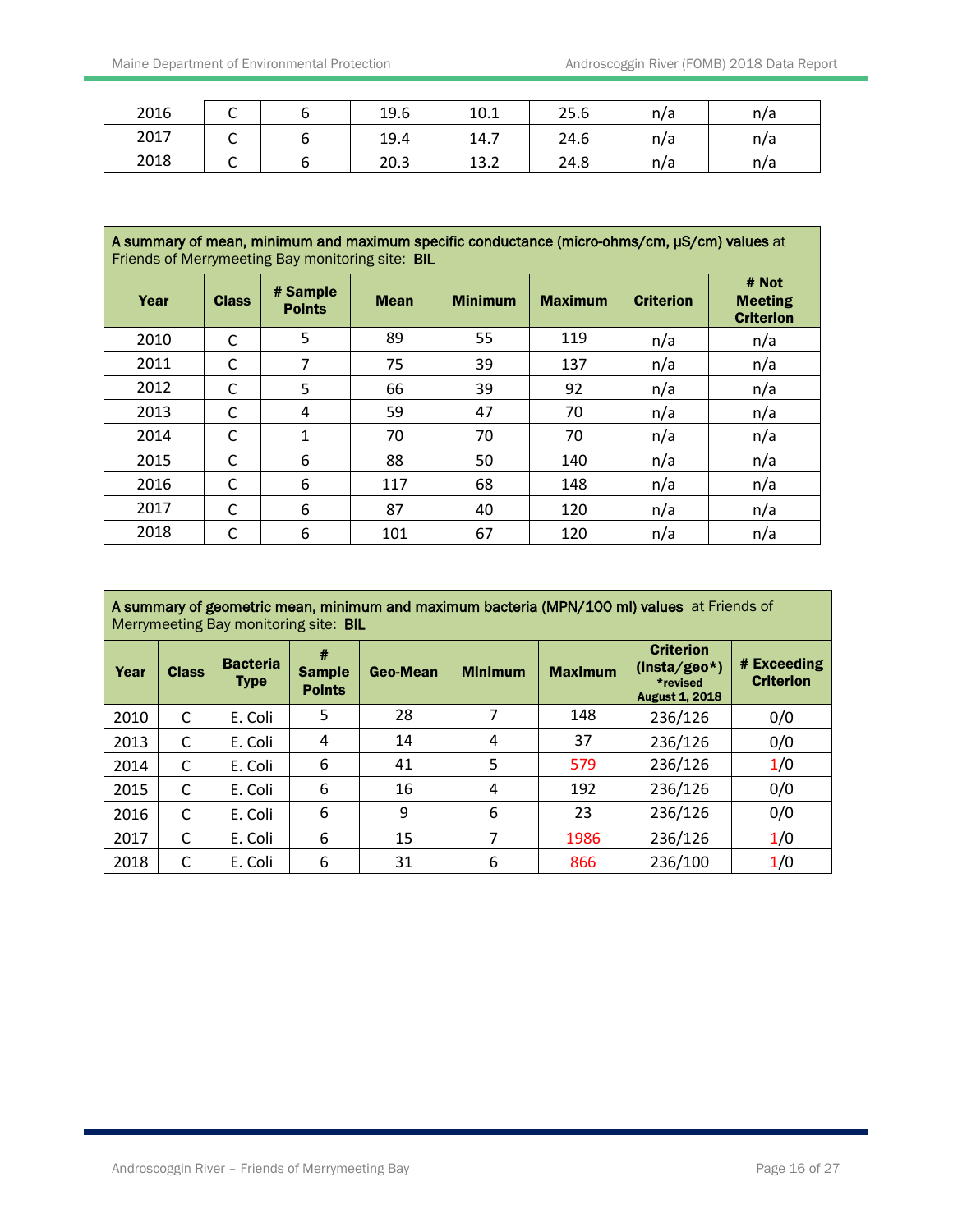| 2016 | C | 6 | 19.6 | 10.1 | 25.6 | n/a | n/a |
|---|---|---|---|---|---|---|---|
| 2017 | C | 6 | 19.4 | 14.7 | 24.6 | n/a | n/a |
| 2018 | C | 6 | 20.3 | 13.2 | 24.8 | n/a | n/a |

**A summary of mean, minimum and maximum specific conductance (micro-ohms/cm, µS/cm) values** at Friends of Merrymeeting Bay monitoring site: **BIL**

| Year | Class | # Sample Points | Mean | Minimum | Maximum | Criterion | # Not Meeting Criterion |
|---|---|---|---|---|---|---|---|
| 2010 | C | 5 | 89 | 55 | 119 | n/a | n/a |
| 2011 | C | 7 | 75 | 39 | 137 | n/a | n/a |
| 2012 | C | 5 | 66 | 39 | 92 | n/a | n/a |
| 2013 | C | 4 | 59 | 47 | 70 | n/a | n/a |
| 2014 | C | 1 | 70 | 70 | 70 | n/a | n/a |
| 2015 | C | 6 | 88 | 50 | 140 | n/a | n/a |
| 2016 | C | 6 | 117 | 68 | 148 | n/a | n/a |
| 2017 | C | 6 | 87 | 40 | 120 | n/a | n/a |
| 2018 | C | 6 | 101 | 67 | 120 | n/a | n/a |

**A summary of geometric mean, minimum and maximum bacteria (MPN/100 ml) values** at Friends of Merrymeeting Bay monitoring site: **BIL**

| Year | Class | Bacteria Type | # Sample Points | Geo-Mean | Minimum | Maximum | Criterion (Insta/geo*) *revised August 1, 2018 | # Exceeding Criterion |
|---|---|---|---|---|---|---|---|---|
| 2010 | C | E. Coli | 5 | 28 | 7 | 148 | 236/126 | 0/0 |
| 2013 | C | E. Coli | 4 | 14 | 4 | 37 | 236/126 | 0/0 |
| 2014 | C | E. Coli | 6 | 41 | 5 | 579 | 236/126 | 1/0 |
| 2015 | C | E. Coli | 6 | 16 | 4 | 192 | 236/126 | 0/0 |
| 2016 | C | E. Coli | 6 | 9 | 6 | 23 | 236/126 | 0/0 |
| 2017 | C | E. Coli | 6 | 15 | 7 | 1986 | 236/126 | 1/0 |
| 2018 | C | E. Coli | 6 | 31 | 6 | 866 | 236/100 | 1/0 |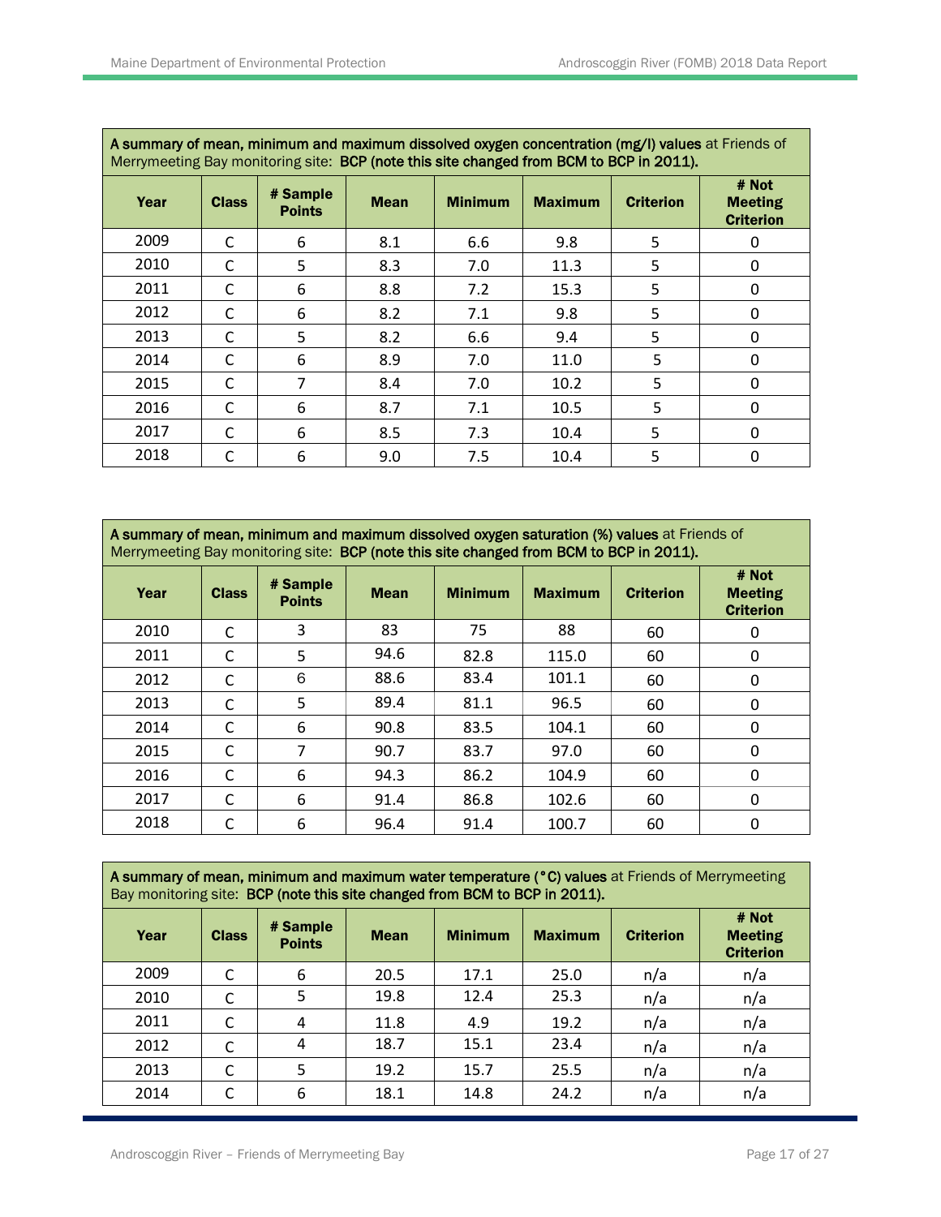| A summary of mean, minimum and maximum dissolved oxygen concentration (mg/l) values at Friends of Merrymeeting Bay monitoring site: BCP (note this site changed from BCM to BCP in 2011). | | | | | | | |
|---|---|---|---|---|---|---|---|
| **Year** | **Class** | **# Sample Points** | **Mean** | **Minimum** | **Maximum** | **Criterion** | **# Not Meeting Criterion** |
| 2009 | C | 6 | 8.1 | 6.6 | 9.8 | 5 | 0 |
| 2010 | C | 5 | 8.3 | 7.0 | 11.3 | 5 | 0 |
| 2011 | C | 6 | 8.8 | 7.2 | 15.3 | 5 | 0 |
| 2012 | C | 6 | 8.2 | 7.1 | 9.8 | 5 | 0 |
| 2013 | C | 5 | 8.2 | 6.6 | 9.4 | 5 | 0 |
| 2014 | C | 6 | 8.9 | 7.0 | 11.0 | 5 | 0 |
| 2015 | C | 7 | 8.4 | 7.0 | 10.2 | 5 | 0 |
| 2016 | C | 6 | 8.7 | 7.1 | 10.5 | 5 | 0 |
| 2017 | C | 6 | 8.5 | 7.3 | 10.4 | 5 | 0 |
| 2018 | C | 6 | 9.0 | 7.5 | 10.4 | 5 | 0 |

| A summary of mean, minimum and maximum dissolved oxygen saturation (%) values at Friends of Merrymeeting Bay monitoring site: BCP (note this site changed from BCM to BCP in 2011). | | | | | | | |
|---|---|---|---|---|---|---|---|
| **Year** | **Class** | **# Sample Points** | **Mean** | **Minimum** | **Maximum** | **Criterion** | **# Not Meeting Criterion** |
| 2010 | C | 3 | 83 | 75 | 88 | 60 | 0 |
| 2011 | C | 5 | 94.6 | 82.8 | 115.0 | 60 | 0 |
| 2012 | C | 6 | 88.6 | 83.4 | 101.1 | 60 | 0 |
| 2013 | C | 5 | 89.4 | 81.1 | 96.5 | 60 | 0 |
| 2014 | C | 6 | 90.8 | 83.5 | 104.1 | 60 | 0 |
| 2015 | C | 7 | 90.7 | 83.7 | 97.0 | 60 | 0 |
| 2016 | C | 6 | 94.3 | 86.2 | 104.9 | 60 | 0 |
| 2017 | C | 6 | 91.4 | 86.8 | 102.6 | 60 | 0 |
| 2018 | C | 6 | 96.4 | 91.4 | 100.7 | 60 | 0 |

| A summary of mean, minimum and maximum water temperature (°C) values at Friends of Merrymeeting Bay monitoring site: BCP (note this site changed from BCM to BCP in 2011). | | | | | | | |
|---|---|---|---|---|---|---|---|
| **Year** | **Class** | **# Sample Points** | **Mean** | **Minimum** | **Maximum** | **Criterion** | **# Not Meeting Criterion** |
| 2009 | C | 6 | 20.5 | 17.1 | 25.0 | n/a | n/a |
| 2010 | C | 5 | 19.8 | 12.4 | 25.3 | n/a | n/a |
| 2011 | C | 4 | 11.8 | 4.9 | 19.2 | n/a | n/a |
| 2012 | C | 4 | 18.7 | 15.1 | 23.4 | n/a | n/a |
| 2013 | C | 5 | 19.2 | 15.7 | 25.5 | n/a | n/a |
| 2014 | C | 6 | 18.1 | 14.8 | 24.2 | n/a | n/a |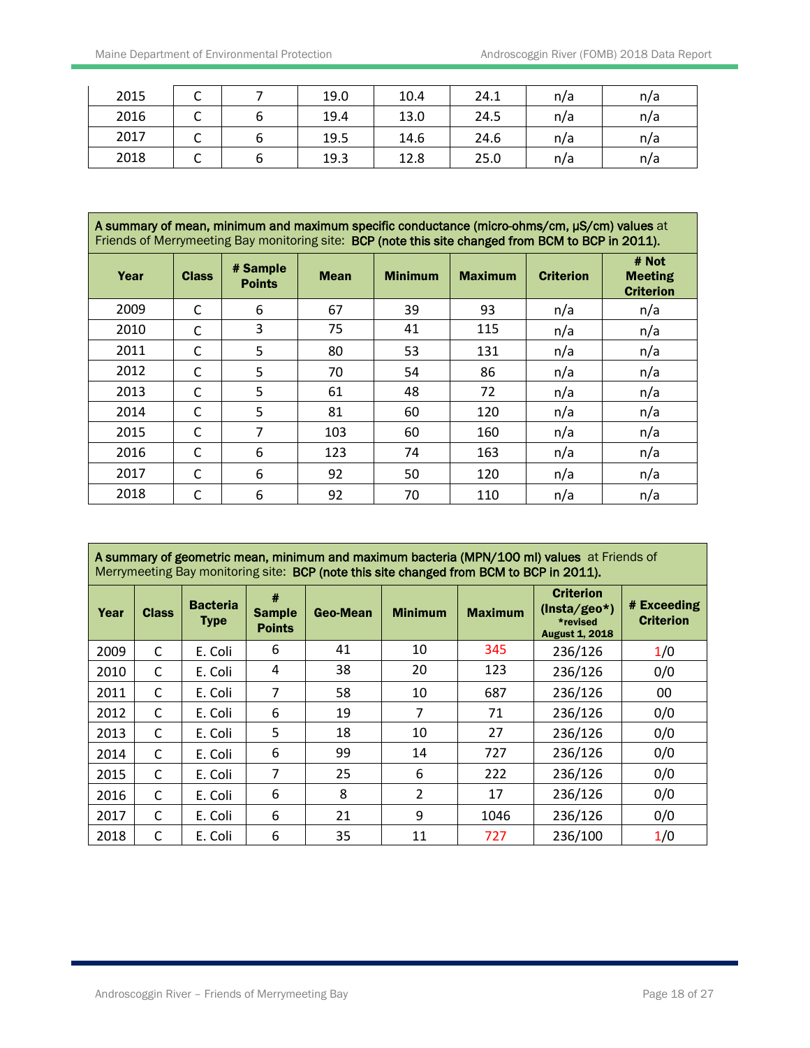| 2015 | C | 7 | 19.0 | 10.4 | 24.1 | n/a | n/a |
|---|---|---|---|---|---|---|---|
| 2016 | C | 6 | 19.4 | 13.0 | 24.5 | n/a | n/a |
| 2017 | C | 6 | 19.5 | 14.6 | 24.6 | n/a | n/a |
| 2018 | C | 6 | 19.3 | 12.8 | 25.0 | n/a | n/a |

**A summary of mean, minimum and maximum specific conductance (micro-ohms/cm, µS/cm) values** at Friends of Merrymeeting Bay monitoring site: **BCP (note this site changed from BCM to BCP in 2011).**

| Year | Class | # Sample Points | Mean | Minimum | Maximum | Criterion | # Not Meeting Criterion |
|---|---|---|---|---|---|---|---|
| 2009 | C | 6 | 67 | 39 | 93 | n/a | n/a |
| 2010 | C | 3 | 75 | 41 | 115 | n/a | n/a |
| 2011 | C | 5 | 80 | 53 | 131 | n/a | n/a |
| 2012 | C | 5 | 70 | 54 | 86 | n/a | n/a |
| 2013 | C | 5 | 61 | 48 | 72 | n/a | n/a |
| 2014 | C | 5 | 81 | 60 | 120 | n/a | n/a |
| 2015 | C | 7 | 103 | 60 | 160 | n/a | n/a |
| 2016 | C | 6 | 123 | 74 | 163 | n/a | n/a |
| 2017 | C | 6 | 92 | 50 | 120 | n/a | n/a |
| 2018 | C | 6 | 92 | 70 | 110 | n/a | n/a |

**A summary of geometric mean, minimum and maximum bacteria (MPN/100 ml) values** at Friends of Merrymeeting Bay monitoring site: **BCP (note this site changed from BCM to BCP in 2011).**

| Year | Class | Bacteria Type | # Sample Points | Geo-Mean | Minimum | Maximum | Criterion (Insta/geo*) *revised August 1, 2018 | # Exceeding Criterion |
|---|---|---|---|---|---|---|---|---|
| 2009 | C | E. Coli | 6 | 41 | 10 | 345 | 236/126 | 1/0 |
| 2010 | C | E. Coli | 4 | 38 | 20 | 123 | 236/126 | 0/0 |
| 2011 | C | E. Coli | 7 | 58 | 10 | 687 | 236/126 | 00 |
| 2012 | C | E. Coli | 6 | 19 | 7 | 71 | 236/126 | 0/0 |
| 2013 | C | E. Coli | 5 | 18 | 10 | 27 | 236/126 | 0/0 |
| 2014 | C | E. Coli | 6 | 99 | 14 | 727 | 236/126 | 0/0 |
| 2015 | C | E. Coli | 7 | 25 | 6 | 222 | 236/126 | 0/0 |
| 2016 | C | E. Coli | 6 | 8 | 2 | 17 | 236/126 | 0/0 |
| 2017 | C | E. Coli | 6 | 21 | 9 | 1046 | 236/126 | 0/0 |
| 2018 | C | E. Coli | 6 | 35 | 11 | 727 | 236/100 | 1/0 |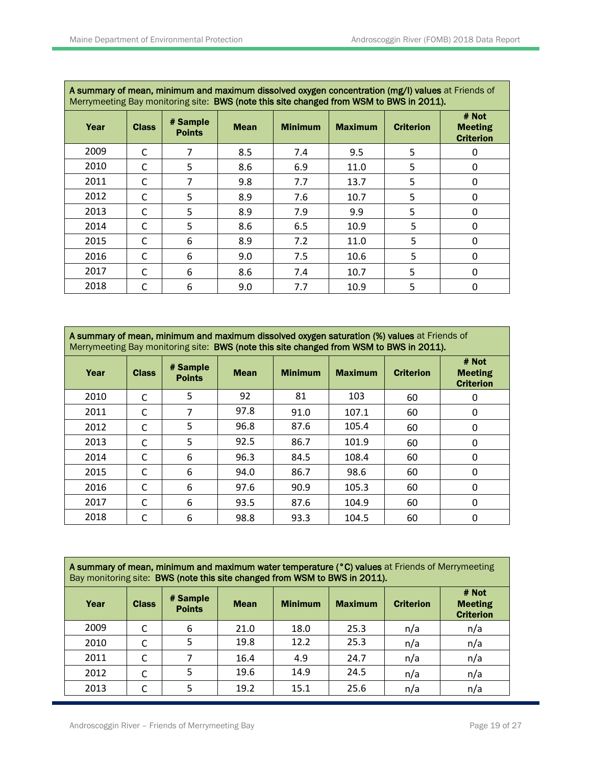| **A summary of mean, minimum and maximum dissolved oxygen concentration (mg/l) values** at Friends of Merrymeeting Bay monitoring site: **BWS (note this site changed from WSM to BWS in 2011).** | | | | | | | |
|---|---|---|---|---|---|---|---|
| **Year** | **Class** | **# Sample Points** | **Mean** | **Minimum** | **Maximum** | **Criterion** | **# Not Meeting Criterion** |
| 2009 | C | 7 | 8.5 | 7.4 | 9.5 | 5 | 0 |
| 2010 | C | 5 | 8.6 | 6.9 | 11.0 | 5 | 0 |
| 2011 | C | 7 | 9.8 | 7.7 | 13.7 | 5 | 0 |
| 2012 | C | 5 | 8.9 | 7.6 | 10.7 | 5 | 0 |
| 2013 | C | 5 | 8.9 | 7.9 | 9.9 | 5 | 0 |
| 2014 | C | 5 | 8.6 | 6.5 | 10.9 | 5 | 0 |
| 2015 | C | 6 | 8.9 | 7.2 | 11.0 | 5 | 0 |
| 2016 | C | 6 | 9.0 | 7.5 | 10.6 | 5 | 0 |
| 2017 | C | 6 | 8.6 | 7.4 | 10.7 | 5 | 0 |
| 2018 | C | 6 | 9.0 | 7.7 | 10.9 | 5 | 0 |

| **A summary of mean, minimum and maximum dissolved oxygen saturation (%) values** at Friends of Merrymeeting Bay monitoring site: **BWS (note this site changed from WSM to BWS in 2011).** | | | | | | | |
|---|---|---|---|---|---|---|---|
| **Year** | **Class** | **# Sample Points** | **Mean** | **Minimum** | **Maximum** | **Criterion** | **# Not Meeting Criterion** |
| 2010 | C | 5 | 92 | 81 | 103 | 60 | 0 |
| 2011 | C | 7 | 97.8 | 91.0 | 107.1 | 60 | 0 |
| 2012 | C | 5 | 96.8 | 87.6 | 105.4 | 60 | 0 |
| 2013 | C | 5 | 92.5 | 86.7 | 101.9 | 60 | 0 |
| 2014 | C | 6 | 96.3 | 84.5 | 108.4 | 60 | 0 |
| 2015 | C | 6 | 94.0 | 86.7 | 98.6 | 60 | 0 |
| 2016 | C | 6 | 97.6 | 90.9 | 105.3 | 60 | 0 |
| 2017 | C | 6 | 93.5 | 87.6 | 104.9 | 60 | 0 |
| 2018 | C | 6 | 98.8 | 93.3 | 104.5 | 60 | 0 |

| **A summary of mean, minimum and maximum water temperature (°C) values** at Friends of Merrymeeting Bay monitoring site: **BWS (note this site changed from WSM to BWS in 2011).** | | | | | | | |
|---|---|---|---|---|---|---|---|
| **Year** | **Class** | **# Sample Points** | **Mean** | **Minimum** | **Maximum** | **Criterion** | **# Not Meeting Criterion** |
| 2009 | C | 6 | 21.0 | 18.0 | 25.3 | n/a | n/a |
| 2010 | C | 5 | 19.8 | 12.2 | 25.3 | n/a | n/a |
| 2011 | C | 7 | 16.4 | 4.9 | 24.7 | n/a | n/a |
| 2012 | C | 5 | 19.6 | 14.9 | 24.5 | n/a | n/a |
| 2013 | C | 5 | 19.2 | 15.1 | 25.6 | n/a | n/a |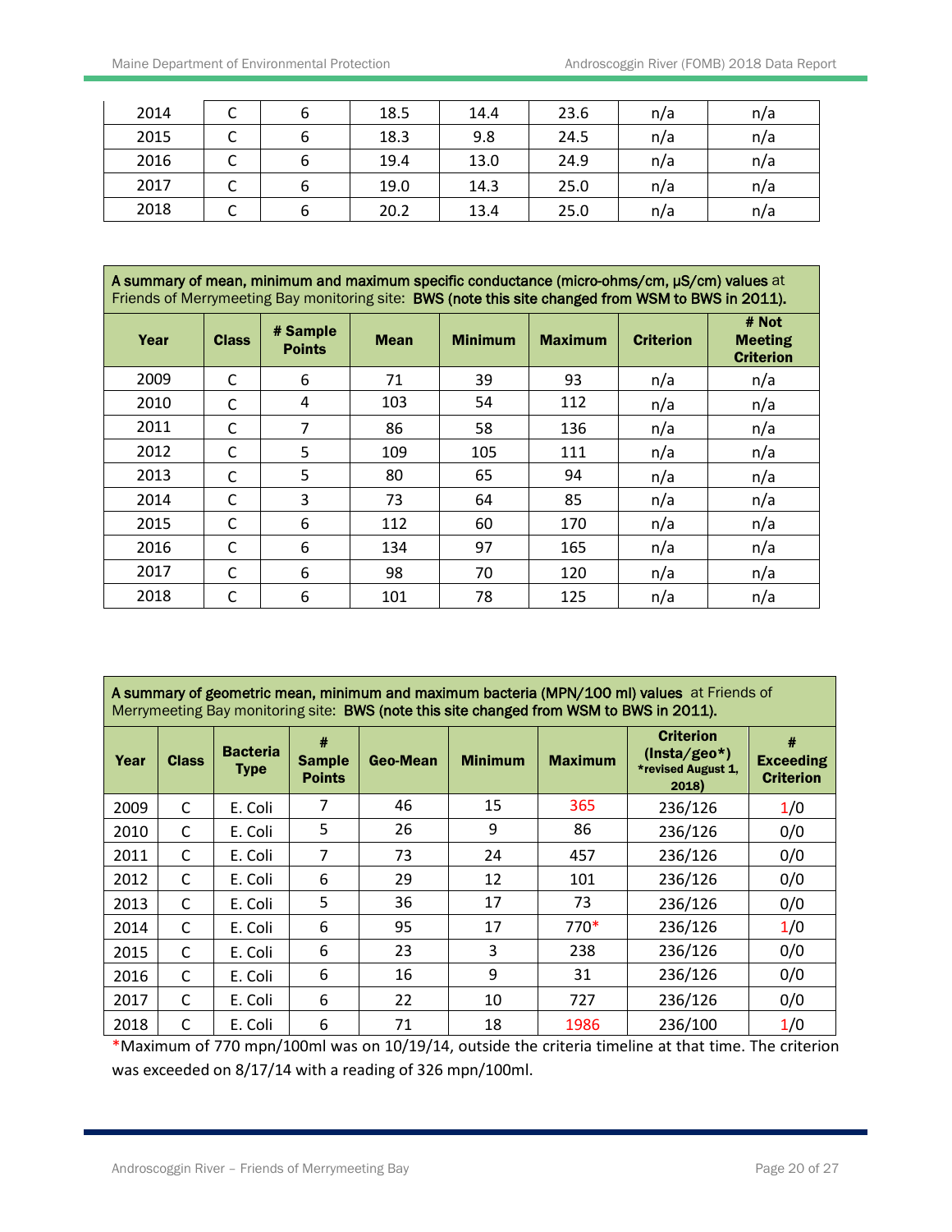| 2014 | C | 6 | 18.5 | 14.4 | 23.6 | n/a | n/a |
|---|---|---|---|---|---|---|---|
| 2015 | C | 6 | 18.3 | 9.8 | 24.5 | n/a | n/a |
| 2016 | C | 6 | 19.4 | 13.0 | 24.9 | n/a | n/a |
| 2017 | C | 6 | 19.0 | 14.3 | 25.0 | n/a | n/a |
| 2018 | C | 6 | 20.2 | 13.4 | 25.0 | n/a | n/a |

**A summary of mean, minimum and maximum specific conductance (micro-ohms/cm, µS/cm) values** at Friends of Merrymeeting Bay monitoring site: **BWS (note this site changed from WSM to BWS in 2011).**

| Year | Class | # Sample Points | Mean | Minimum | Maximum | Criterion | # Not Meeting Criterion |
|---|---|---|---|---|---|---|---|
| 2009 | C | 6 | 71 | 39 | 93 | n/a | n/a |
| 2010 | C | 4 | 103 | 54 | 112 | n/a | n/a |
| 2011 | C | 7 | 86 | 58 | 136 | n/a | n/a |
| 2012 | C | 5 | 109 | 105 | 111 | n/a | n/a |
| 2013 | C | 5 | 80 | 65 | 94 | n/a | n/a |
| 2014 | C | 3 | 73 | 64 | 85 | n/a | n/a |
| 2015 | C | 6 | 112 | 60 | 170 | n/a | n/a |
| 2016 | C | 6 | 134 | 97 | 165 | n/a | n/a |
| 2017 | C | 6 | 98 | 70 | 120 | n/a | n/a |
| 2018 | C | 6 | 101 | 78 | 125 | n/a | n/a |

**A summary of geometric mean, minimum and maximum bacteria (MPN/100 ml) values** at Friends of Merrymeeting Bay monitoring site: **BWS (note this site changed from WSM to BWS in 2011).**

| Year | Class | Bacteria Type | # Sample Points | Geo-Mean | Minimum | Maximum | Criterion (Insta/geo*) *revised August 1, 2018) | # Exceeding Criterion |
|---|---|---|---|---|---|---|---|---|
| 2009 | C | E. Coli | 7 | 46 | 15 | 365 | 236/126 | 1/0 |
| 2010 | C | E. Coli | 5 | 26 | 9 | 86 | 236/126 | 0/0 |
| 2011 | C | E. Coli | 7 | 73 | 24 | 457 | 236/126 | 0/0 |
| 2012 | C | E. Coli | 6 | 29 | 12 | 101 | 236/126 | 0/0 |
| 2013 | C | E. Coli | 5 | 36 | 17 | 73 | 236/126 | 0/0 |
| 2014 | C | E. Coli | 6 | 95 | 17 | 770* | 236/126 | 1/0 |
| 2015 | C | E. Coli | 6 | 23 | 3 | 238 | 236/126 | 0/0 |
| 2016 | C | E. Coli | 6 | 16 | 9 | 31 | 236/126 | 0/0 |
| 2017 | C | E. Coli | 6 | 22 | 10 | 727 | 236/126 | 0/0 |
| 2018 | C | E. Coli | 6 | 71 | 18 | 1986 | 236/100 | 1/0 |

*Maximum of 770 mpn/100ml was on 10/19/14, outside the criteria timeline at that time. The criterion was exceeded on 8/17/14 with a reading of 326 mpn/100ml.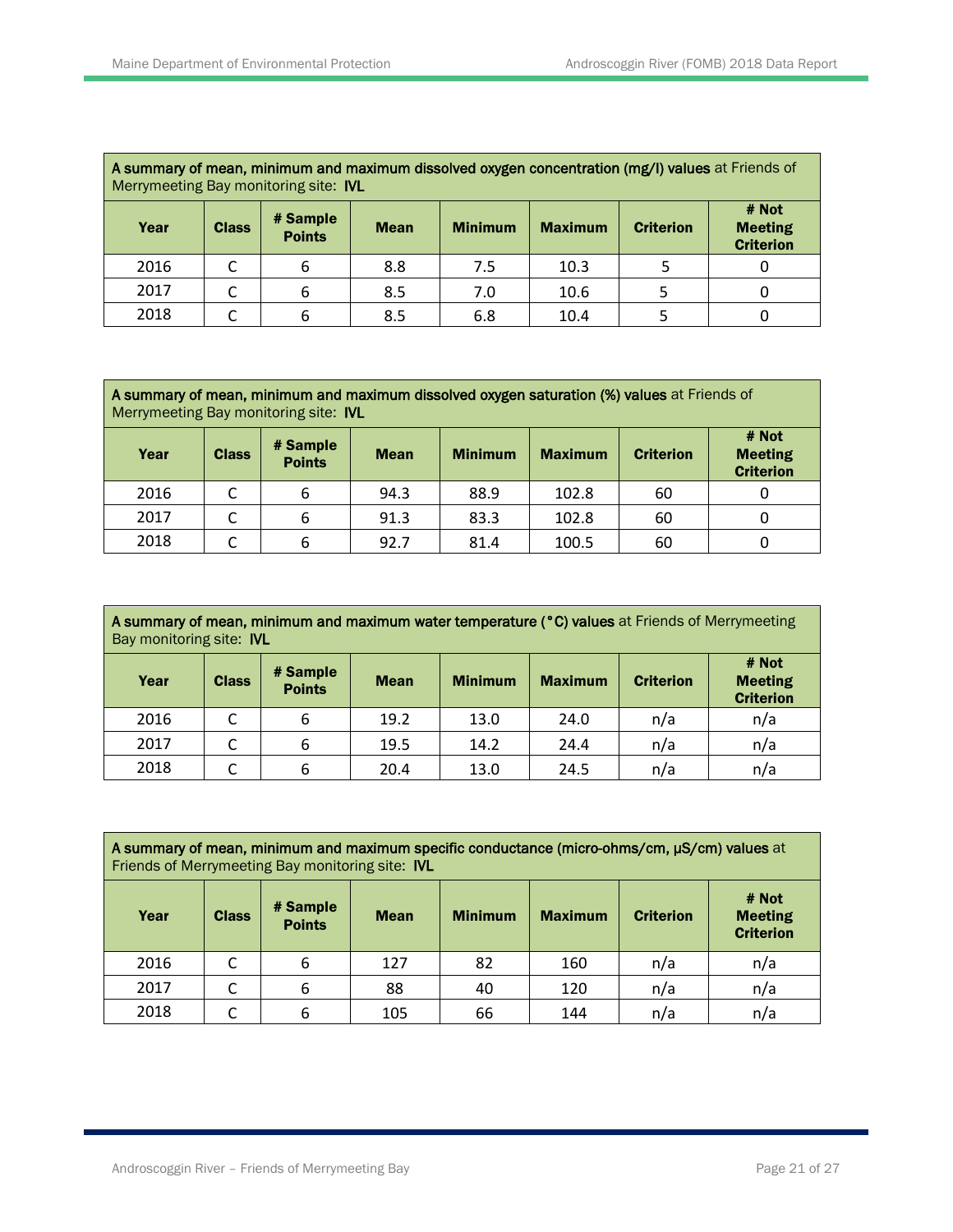| **A summary of mean, minimum and maximum dissolved oxygen concentration (mg/l) values** at Friends of Merrymeeting Bay monitoring site: **IVL** | | | | | | | |
|---|---|---|---|---|---|---|---|
| **Year** | **Class** | **# Sample Points** | **Mean** | **Minimum** | **Maximum** | **Criterion** | **# Not Meeting Criterion** |
| 2016 | C | 6 | 8.8 | 7.5 | 10.3 | 5 | 0 |
| 2017 | C | 6 | 8.5 | 7.0 | 10.6 | 5 | 0 |
| 2018 | C | 6 | 8.5 | 6.8 | 10.4 | 5 | 0 |

| **A summary of mean, minimum and maximum dissolved oxygen saturation (%) values** at Friends of Merrymeeting Bay monitoring site: **IVL** | | | | | | | |
|---|---|---|---|---|---|---|---|
| **Year** | **Class** | **# Sample Points** | **Mean** | **Minimum** | **Maximum** | **Criterion** | **# Not Meeting Criterion** |
| 2016 | C | 6 | 94.3 | 88.9 | 102.8 | 60 | 0 |
| 2017 | C | 6 | 91.3 | 83.3 | 102.8 | 60 | 0 |
| 2018 | C | 6 | 92.7 | 81.4 | 100.5 | 60 | 0 |

| **A summary of mean, minimum and maximum water temperature (°C) values** at Friends of Merrymeeting Bay monitoring site: **IVL** | | | | | | | |
|---|---|---|---|---|---|---|---|
| **Year** | **Class** | **# Sample Points** | **Mean** | **Minimum** | **Maximum** | **Criterion** | **# Not Meeting Criterion** |
| 2016 | C | 6 | 19.2 | 13.0 | 24.0 | n/a | n/a |
| 2017 | C | 6 | 19.5 | 14.2 | 24.4 | n/a | n/a |
| 2018 | C | 6 | 20.4 | 13.0 | 24.5 | n/a | n/a |

| **A summary of mean, minimum and maximum specific conductance (micro-ohms/cm, µS/cm) values** at Friends of Merrymeeting Bay monitoring site: **IVL** | | | | | | | |
|---|---|---|---|---|---|---|---|
| **Year** | **Class** | **# Sample Points** | **Mean** | **Minimum** | **Maximum** | **Criterion** | **# Not Meeting Criterion** |
| 2016 | C | 6 | 127 | 82 | 160 | n/a | n/a |
| 2017 | C | 6 | 88 | 40 | 120 | n/a | n/a |
| 2018 | C | 6 | 105 | 66 | 144 | n/a | n/a |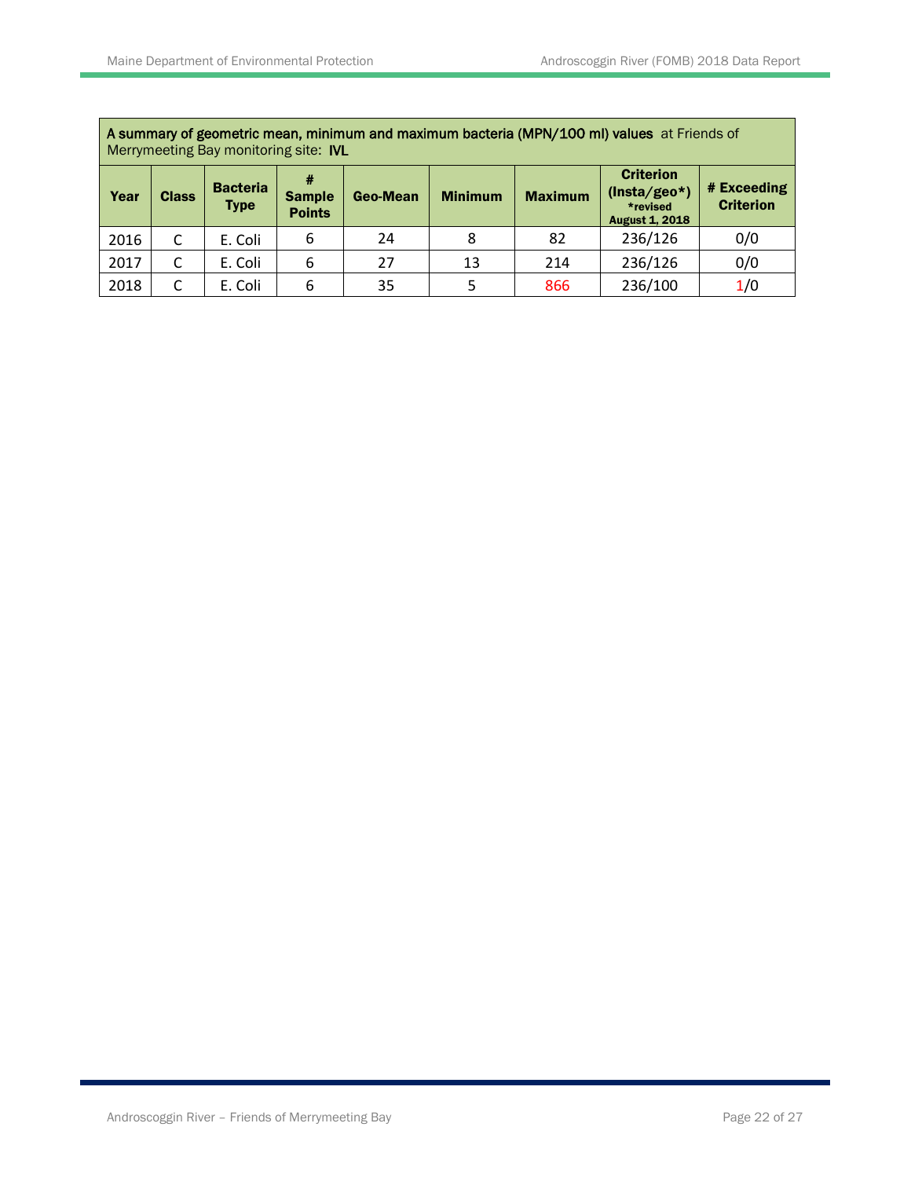| A summary of geometric mean, minimum and maximum bacteria (MPN/100 ml) values at Friends of Merrymeeting Bay monitoring site: IVL | | | | | | | | |
|---|---|---|---|---|---|---|---|---|
| **Year** | **Class** | **Bacteria Type** | **# Sample Points** | **Geo-Mean** | **Minimum** | **Maximum** | **Criterion (Insta/geo*) *revised August 1, 2018** | **# Exceeding Criterion** |
| 2016 | C | E. Coli | 6 | 24 | 8 | 82 | 236/126 | 0/0 |
| 2017 | C | E. Coli | 6 | 27 | 13 | 214 | 236/126 | 0/0 |
| 2018 | C | E. Coli | 6 | 35 | 5 | 866 | 236/100 | 1/0 |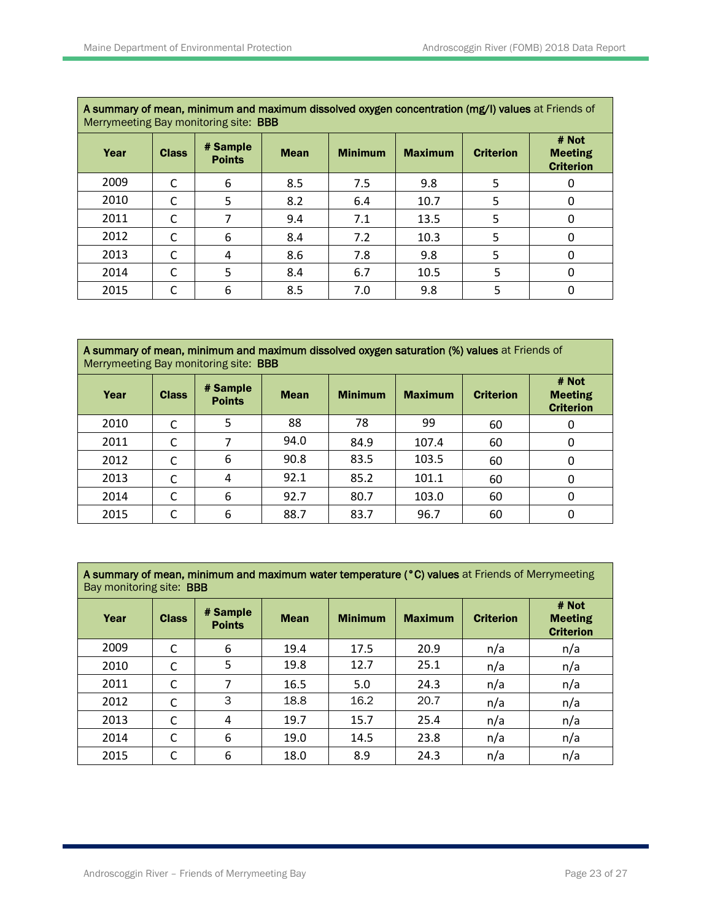| **A summary of mean, minimum and maximum dissolved oxygen concentration (mg/l) values** at Friends of Merrymeeting Bay monitoring site: **BBB** | | | | | | | |
|---|---|---|---|---|---|---|---|
| **Year** | **Class** | **# Sample Points** | **Mean** | **Minimum** | **Maximum** | **Criterion** | **# Not Meeting Criterion** |
| 2009 | C | 6 | 8.5 | 7.5 | 9.8 | 5 | 0 |
| 2010 | C | 5 | 8.2 | 6.4 | 10.7 | 5 | 0 |
| 2011 | C | 7 | 9.4 | 7.1 | 13.5 | 5 | 0 |
| 2012 | C | 6 | 8.4 | 7.2 | 10.3 | 5 | 0 |
| 2013 | C | 4 | 8.6 | 7.8 | 9.8 | 5 | 0 |
| 2014 | C | 5 | 8.4 | 6.7 | 10.5 | 5 | 0 |
| 2015 | C | 6 | 8.5 | 7.0 | 9.8 | 5 | 0 |

| **A summary of mean, minimum and maximum dissolved oxygen saturation (%) values** at Friends of Merrymeeting Bay monitoring site: **BBB** | | | | | | | |
|---|---|---|---|---|---|---|---|
| **Year** | **Class** | **# Sample Points** | **Mean** | **Minimum** | **Maximum** | **Criterion** | **# Not Meeting Criterion** |
| 2010 | C | 5 | 88 | 78 | 99 | 60 | 0 |
| 2011 | C | 7 | 94.0 | 84.9 | 107.4 | 60 | 0 |
| 2012 | C | 6 | 90.8 | 83.5 | 103.5 | 60 | 0 |
| 2013 | C | 4 | 92.1 | 85.2 | 101.1 | 60 | 0 |
| 2014 | C | 6 | 92.7 | 80.7 | 103.0 | 60 | 0 |
| 2015 | C | 6 | 88.7 | 83.7 | 96.7 | 60 | 0 |

| **A summary of mean, minimum and maximum water temperature (°C) values** at Friends of Merrymeeting Bay monitoring site: **BBB** | | | | | | | |
|---|---|---|---|---|---|---|---|
| **Year** | **Class** | **# Sample Points** | **Mean** | **Minimum** | **Maximum** | **Criterion** | **# Not Meeting Criterion** |
| 2009 | C | 6 | 19.4 | 17.5 | 20.9 | n/a | n/a |
| 2010 | C | 5 | 19.8 | 12.7 | 25.1 | n/a | n/a |
| 2011 | C | 7 | 16.5 | 5.0 | 24.3 | n/a | n/a |
| 2012 | C | 3 | 18.8 | 16.2 | 20.7 | n/a | n/a |
| 2013 | C | 4 | 19.7 | 15.7 | 25.4 | n/a | n/a |
| 2014 | C | 6 | 19.0 | 14.5 | 23.8 | n/a | n/a |
| 2015 | C | 6 | 18.0 | 8.9 | 24.3 | n/a | n/a |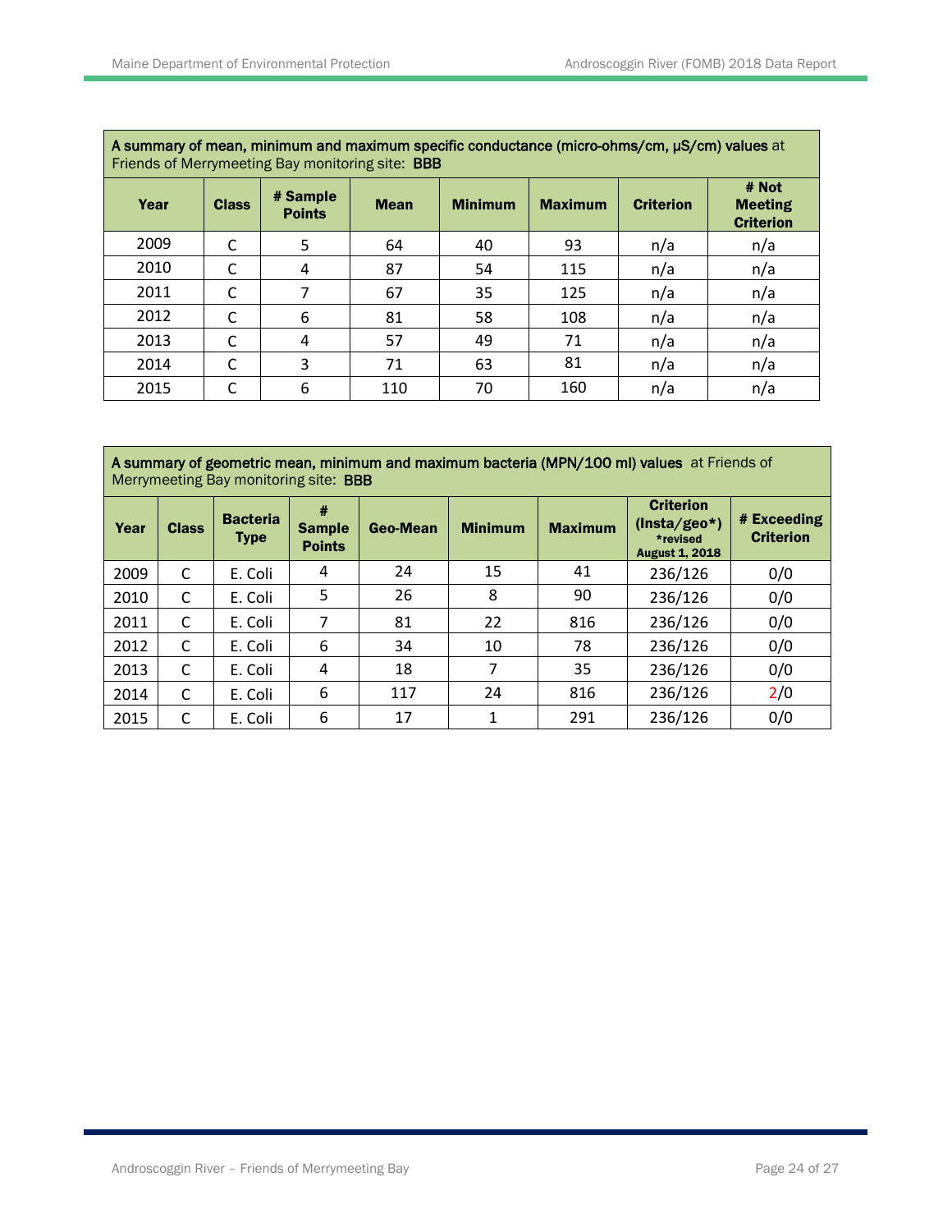| **A summary of mean, minimum and maximum specific conductance (micro-ohms/cm, µS/cm) values** at Friends of Merrymeeting Bay monitoring site: **BBB** | | | | | | | |
|---|---|---|---|---|---|---|---|
| **Year** | **Class** | **# Sample Points** | **Mean** | **Minimum** | **Maximum** | **Criterion** | **# Not Meeting Criterion** |
| 2009 | C | 5 | 64 | 40 | 93 | n/a | n/a |
| 2010 | C | 4 | 87 | 54 | 115 | n/a | n/a |
| 2011 | C | 7 | 67 | 35 | 125 | n/a | n/a |
| 2012 | C | 6 | 81 | 58 | 108 | n/a | n/a |
| 2013 | C | 4 | 57 | 49 | 71 | n/a | n/a |
| 2014 | C | 3 | 71 | 63 | 81 | n/a | n/a |
| 2015 | C | 6 | 110 | 70 | 160 | n/a | n/a |

| **A summary of geometric mean, minimum and maximum bacteria (MPN/100 ml) values** at Friends of Merrymeeting Bay monitoring site: **BBB** | | | | | | | | |
|---|---|---|---|---|---|---|---|---|
| **Year** | **Class** | **Bacteria Type** | **# Sample Points** | **Geo-Mean** | **Minimum** | **Maximum** | **Criterion (Insta/geo*)** *revised August 1, 2018 | **# Exceeding Criterion** |
| 2009 | C | E. Coli | 4 | 24 | 15 | 41 | 236/126 | 0/0 |
| 2010 | C | E. Coli | 5 | 26 | 8 | 90 | 236/126 | 0/0 |
| 2011 | C | E. Coli | 7 | 81 | 22 | 816 | 236/126 | 0/0 |
| 2012 | C | E. Coli | 6 | 34 | 10 | 78 | 236/126 | 0/0 |
| 2013 | C | E. Coli | 4 | 18 | 7 | 35 | 236/126 | 0/0 |
| 2014 | C | E. Coli | 6 | 117 | 24 | 816 | 236/126 | 2/0 |
| 2015 | C | E. Coli | 6 | 17 | 1 | 291 | 236/126 | 0/0 |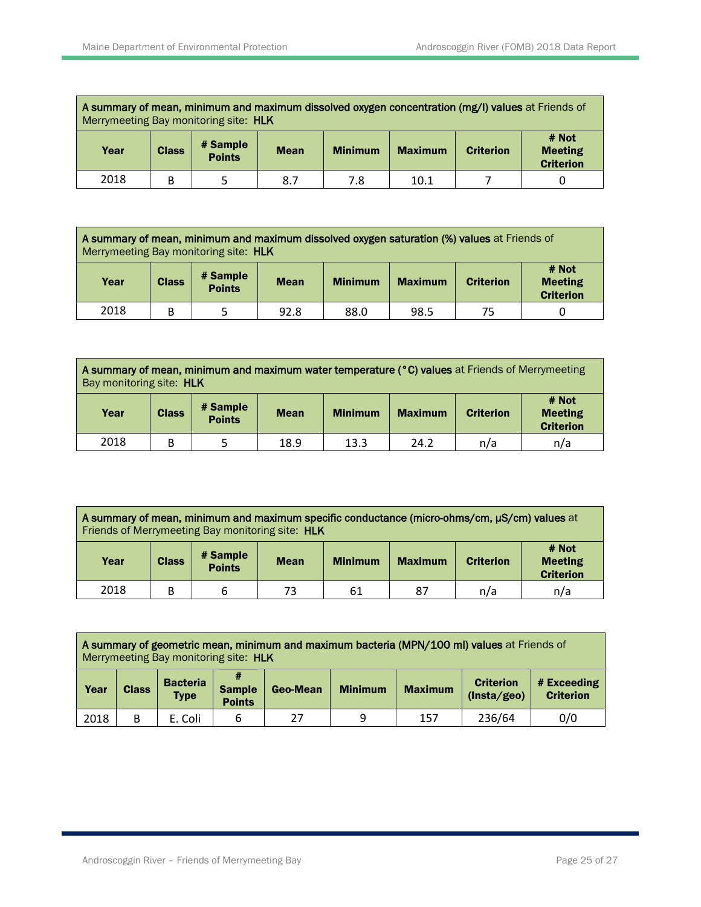| **A summary of mean, minimum and maximum dissolved oxygen concentration (mg/l) values** at Friends of Merrymeeting Bay monitoring site: **HLK** | | | | | | | |
|---|---|---|---|---|---|---|---|
| **Year** | **Class** | **# Sample Points** | **Mean** | **Minimum** | **Maximum** | **Criterion** | **# Not Meeting Criterion** |
| 2018 | B | 5 | 8.7 | 7.8 | 10.1 | 7 | 0 |

| **A summary of mean, minimum and maximum dissolved oxygen saturation (%) values** at Friends of Merrymeeting Bay monitoring site: **HLK** | | | | | | | |
|---|---|---|---|---|---|---|---|
| **Year** | **Class** | **# Sample Points** | **Mean** | **Minimum** | **Maximum** | **Criterion** | **# Not Meeting Criterion** |
| 2018 | B | 5 | 92.8 | 88.0 | 98.5 | 75 | 0 |

| **A summary of mean, minimum and maximum water temperature (°C) values** at Friends of Merrymeeting Bay monitoring site: **HLK** | | | | | | | |
|---|---|---|---|---|---|---|---|
| **Year** | **Class** | **# Sample Points** | **Mean** | **Minimum** | **Maximum** | **Criterion** | **# Not Meeting Criterion** |
| 2018 | B | 5 | 18.9 | 13.3 | 24.2 | n/a | n/a |

| **A summary of mean, minimum and maximum specific conductance (micro-ohms/cm, µS/cm) values** at Friends of Merrymeeting Bay monitoring site: **HLK** | | | | | | | |
|---|---|---|---|---|---|---|---|
| **Year** | **Class** | **# Sample Points** | **Mean** | **Minimum** | **Maximum** | **Criterion** | **# Not Meeting Criterion** |
| 2018 | B | 6 | 73 | 61 | 87 | n/a | n/a |

| **A summary of geometric mean, minimum and maximum bacteria (MPN/100 ml) values** at Friends of Merrymeeting Bay monitoring site: **HLK** | | | | | | | | |
|---|---|---|---|---|---|---|---|---|
| **Year** | **Class** | **Bacteria Type** | **# Sample Points** | **Geo-Mean** | **Minimum** | **Maximum** | **Criterion (Insta/geo)** | **# Exceeding Criterion** |
| 2018 | B | E. Coli | 6 | 27 | 9 | 157 | 236/64 | 0/0 |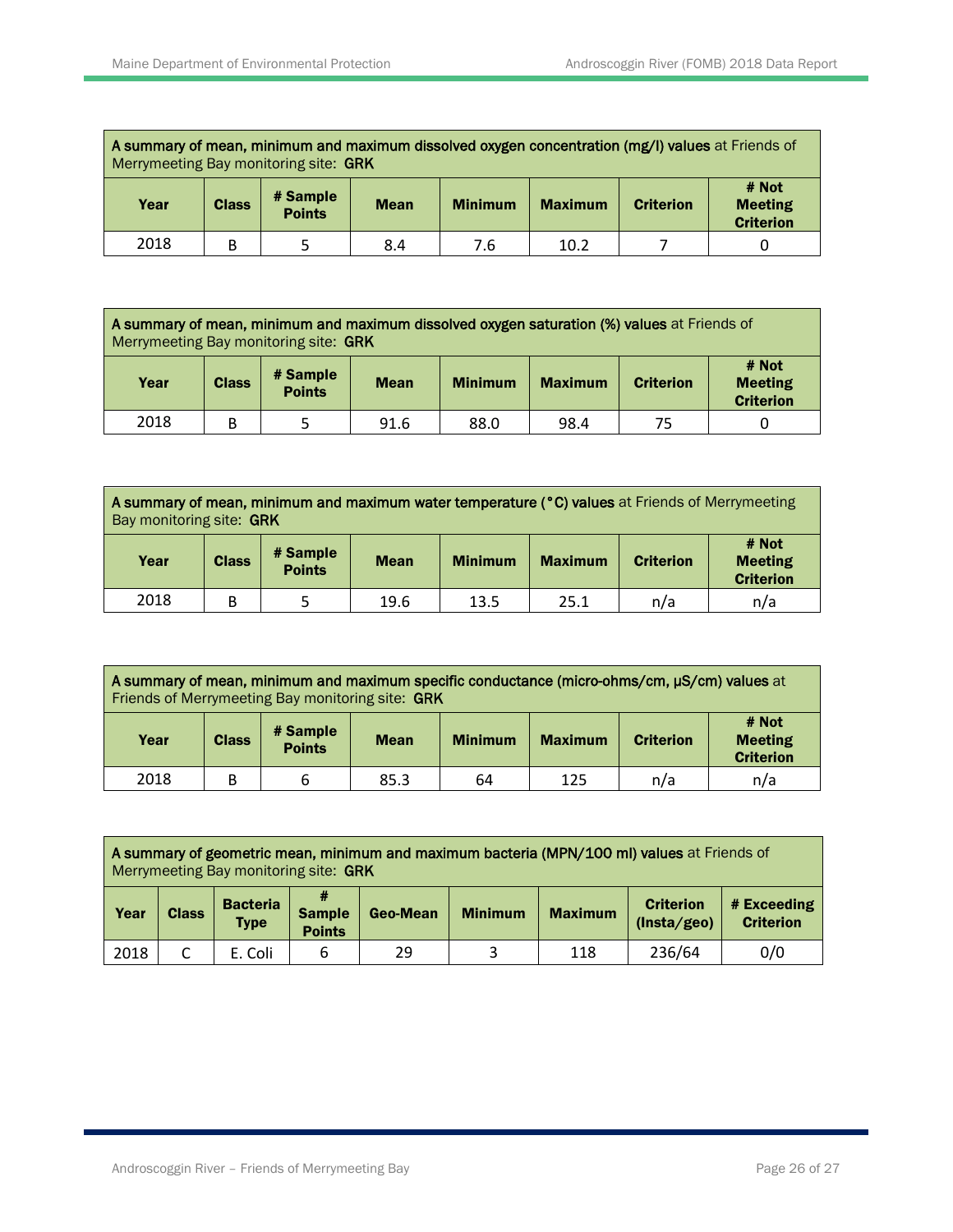| **A summary of mean, minimum and maximum dissolved oxygen concentration (mg/l) values** at Friends of Merrymeeting Bay monitoring site: **GRK** | | | | | | | |
|---|---|---|---|---|---|---|---|
| **Year** | **Class** | **# Sample Points** | **Mean** | **Minimum** | **Maximum** | **Criterion** | **# Not Meeting Criterion** |
| 2018 | B | 5 | 8.4 | 7.6 | 10.2 | 7 | 0 |

| **A summary of mean, minimum and maximum dissolved oxygen saturation (%) values** at Friends of Merrymeeting Bay monitoring site: **GRK** | | | | | | | |
|---|---|---|---|---|---|---|---|
| **Year** | **Class** | **# Sample Points** | **Mean** | **Minimum** | **Maximum** | **Criterion** | **# Not Meeting Criterion** |
| 2018 | B | 5 | 91.6 | 88.0 | 98.4 | 75 | 0 |

| **A summary of mean, minimum and maximum water temperature (°C) values** at Friends of Merrymeeting Bay monitoring site: **GRK** | | | | | | | |
|---|---|---|---|---|---|---|---|
| **Year** | **Class** | **# Sample Points** | **Mean** | **Minimum** | **Maximum** | **Criterion** | **# Not Meeting Criterion** |
| 2018 | B | 5 | 19.6 | 13.5 | 25.1 | n/a | n/a |

| **A summary of mean, minimum and maximum specific conductance (micro-ohms/cm, µS/cm) values** at Friends of Merrymeeting Bay monitoring site: **GRK** | | | | | | | |
|---|---|---|---|---|---|---|---|
| **Year** | **Class** | **# Sample Points** | **Mean** | **Minimum** | **Maximum** | **Criterion** | **# Not Meeting Criterion** |
| 2018 | B | 6 | 85.3 | 64 | 125 | n/a | n/a |

| **A summary of geometric mean, minimum and maximum bacteria (MPN/100 ml) values** at Friends of Merrymeeting Bay monitoring site: **GRK** | | | | | | | | |
|---|---|---|---|---|---|---|---|---|
| **Year** | **Class** | **Bacteria Type** | **# Sample Points** | **Geo-Mean** | **Minimum** | **Maximum** | **Criterion (Insta/geo)** | **# Exceeding Criterion** |
| 2018 | C | E. Coli | 6 | 29 | 3 | 118 | 236/64 | 0/0 |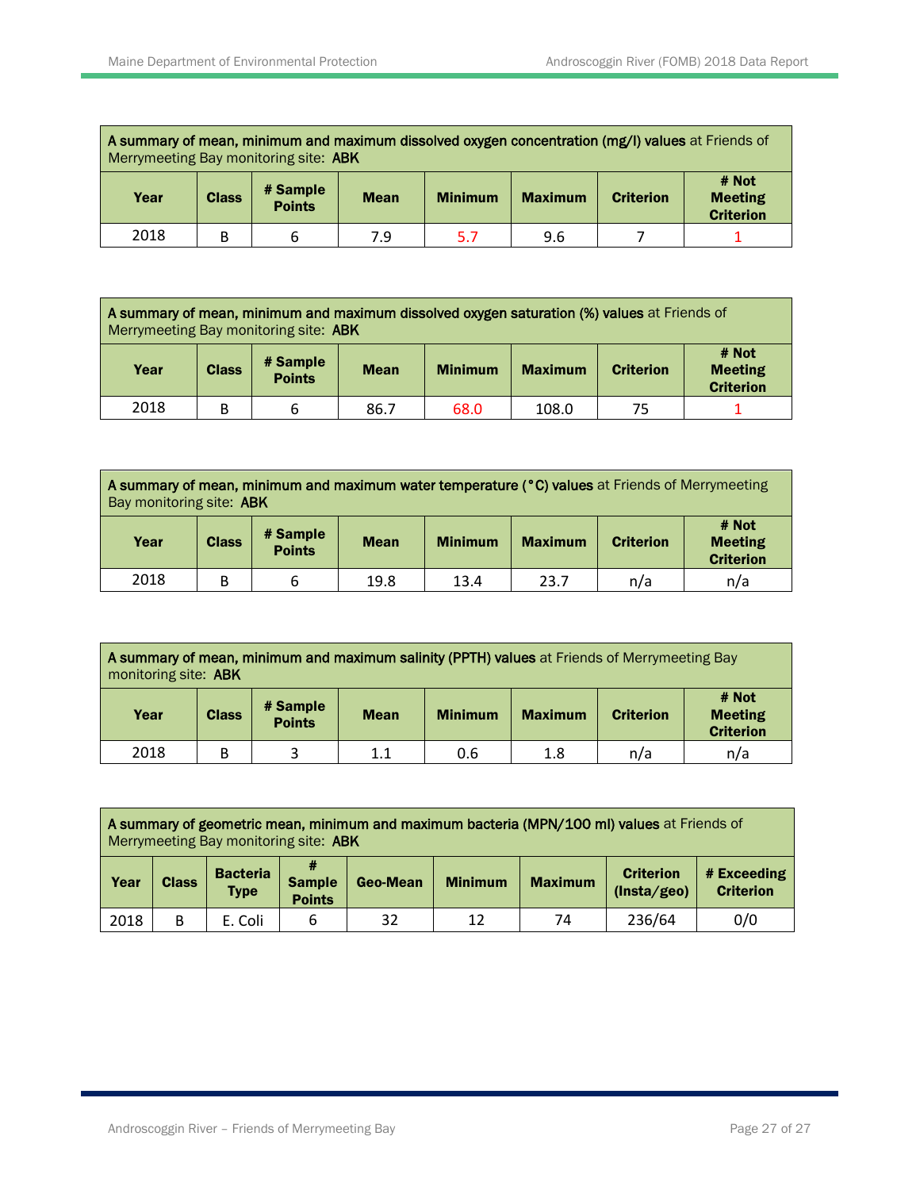| **A summary of mean, minimum and maximum dissolved oxygen concentration (mg/l) values** at Friends of Merrymeeting Bay monitoring site: **ABK** | | | | | | | |
|---|---|---|---|---|---|---|---|
| **Year** | **Class** | **# Sample Points** | **Mean** | **Minimum** | **Maximum** | **Criterion** | **# Not Meeting Criterion** |
| 2018 | B | 6 | 7.9 | 5.7 | 9.6 | 7 | 1 |

| **A summary of mean, minimum and maximum dissolved oxygen saturation (%) values** at Friends of Merrymeeting Bay monitoring site: **ABK** | | | | | | | |
|---|---|---|---|---|---|---|---|
| **Year** | **Class** | **# Sample Points** | **Mean** | **Minimum** | **Maximum** | **Criterion** | **# Not Meeting Criterion** |
| 2018 | B | 6 | 86.7 | 68.0 | 108.0 | 75 | 1 |

| **A summary of mean, minimum and maximum water temperature (°C) values** at Friends of Merrymeeting Bay monitoring site: **ABK** | | | | | | | |
|---|---|---|---|---|---|---|---|
| **Year** | **Class** | **# Sample Points** | **Mean** | **Minimum** | **Maximum** | **Criterion** | **# Not Meeting Criterion** |
| 2018 | B | 6 | 19.8 | 13.4 | 23.7 | n/a | n/a |

| **A summary of mean, minimum and maximum salinity (PPTH) values** at Friends of Merrymeeting Bay monitoring site: **ABK** | | | | | | | |
|---|---|---|---|---|---|---|---|
| **Year** | **Class** | **# Sample Points** | **Mean** | **Minimum** | **Maximum** | **Criterion** | **# Not Meeting Criterion** |
| 2018 | B | 3 | 1.1 | 0.6 | 1.8 | n/a | n/a |

| **A summary of geometric mean, minimum and maximum bacteria (MPN/100 ml) values** at Friends of Merrymeeting Bay monitoring site: **ABK** | | | | | | | | |
|---|---|---|---|---|---|---|---|---|
| **Year** | **Class** | **Bacteria Type** | **# Sample Points** | **Geo-Mean** | **Minimum** | **Maximum** | **Criterion (Insta/geo)** | **# Exceeding Criterion** |
| 2018 | B | E. Coli | 6 | 32 | 12 | 74 | 236/64 | 0/0 |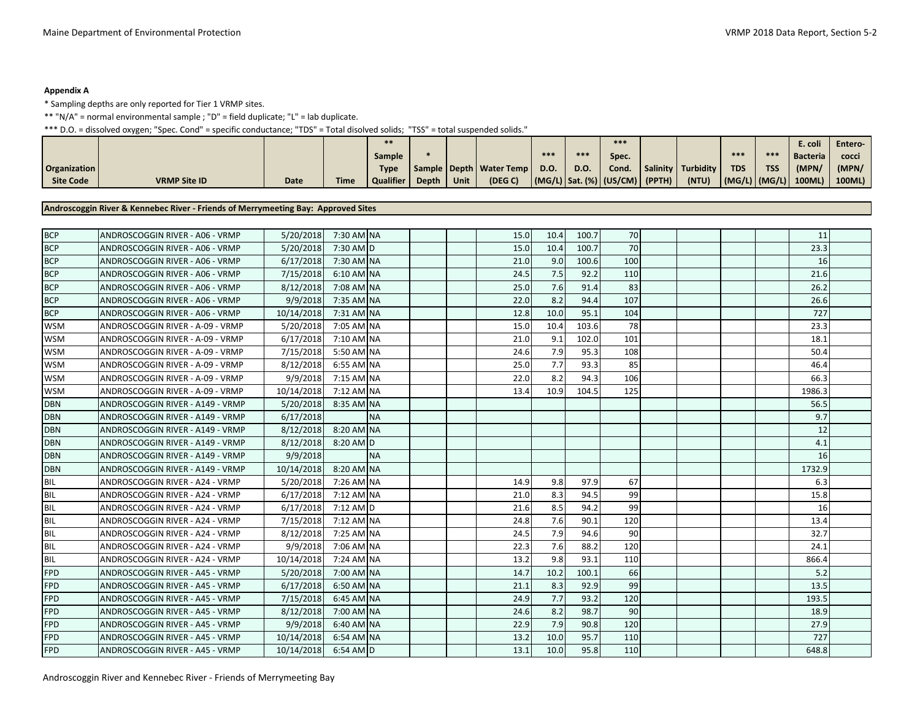**Appendix A**

\* Sampling depths are only reported for Tier 1 VRMP sites.

\*\* "N/A" = normal environmental sample ; "D" = field duplicate; "L" = lab duplicate.

\*\*\* D.O. = dissolved oxygen; "Spec. Cond" = specific conductance; "TDS" = Total disolved solids; "TSS" = total suspended solids."

| Organization Site Code | VRMP Site ID | Date | Time | ** Sample Type Qualifier | * Sample Depth | Depth Unit | Water Temp (DEG C) | *** D.O. (MG/L) | *** D.O. Sat. (%) | *** Spec. Cond. (US/CM) | Salinity (PPTH) | Turbidity (NTU) | *** TDS (MG/L) | *** TSS (MG/L) | E. coli Bacteria (MPN/ 100ML) | Entero-cocci (MPN/ 100ML) |
|---|---|---|---|---|---|---|---|---|---|---|---|---|---|---|---|---|
| **Androscoggin River & Kennebec River - Friends of Merrymeeting Bay: Approved Sites** | | | | | | | | | | | | | | | | |
| BCP | ANDROSCOGGIN RIVER - A06 - VRMP | 5/20/2018 | 7:30 AM | NA | | | 15.0 | 10.4 | 100.7 | 70 | | | | | 11 | |
| BCP | ANDROSCOGGIN RIVER - A06 - VRMP | 5/20/2018 | 7:30 AM | D | | | 15.0 | 10.4 | 100.7 | 70 | | | | | 23.3 | |
| BCP | ANDROSCOGGIN RIVER - A06 - VRMP | 6/17/2018 | 7:30 AM | NA | | | 21.0 | 9.0 | 100.6 | 100 | | | | | 16 | |
| BCP | ANDROSCOGGIN RIVER - A06 - VRMP | 7/15/2018 | 6:10 AM | NA | | | 24.5 | 7.5 | 92.2 | 110 | | | | | 21.6 | |
| BCP | ANDROSCOGGIN RIVER - A06 - VRMP | 8/12/2018 | 7:08 AM | NA | | | 25.0 | 7.6 | 91.4 | 83 | | | | | 26.2 | |
| BCP | ANDROSCOGGIN RIVER - A06 - VRMP | 9/9/2018 | 7:35 AM | NA | | | 22.0 | 8.2 | 94.4 | 107 | | | | | 26.6 | |
| BCP | ANDROSCOGGIN RIVER - A06 - VRMP | 10/14/2018 | 7:31 AM | NA | | | 12.8 | 10.0 | 95.1 | 104 | | | | | 727 | |
| WSM | ANDROSCOGGIN RIVER - A-09 - VRMP | 5/20/2018 | 7:05 AM | NA | | | 15.0 | 10.4 | 103.6 | 78 | | | | | 23.3 | |
| WSM | ANDROSCOGGIN RIVER - A-09 - VRMP | 6/17/2018 | 7:10 AM | NA | | | 21.0 | 9.1 | 102.0 | 101 | | | | | 18.1 | |
| WSM | ANDROSCOGGIN RIVER - A-09 - VRMP | 7/15/2018 | 5:50 AM | NA | | | 24.6 | 7.9 | 95.3 | 108 | | | | | 50.4 | |
| WSM | ANDROSCOGGIN RIVER - A-09 - VRMP | 8/12/2018 | 6:55 AM | NA | | | 25.0 | 7.7 | 93.3 | 85 | | | | | 46.4 | |
| WSM | ANDROSCOGGIN RIVER - A-09 - VRMP | 9/9/2018 | 7:15 AM | NA | | | 22.0 | 8.2 | 94.3 | 106 | | | | | 66.3 | |
| WSM | ANDROSCOGGIN RIVER - A-09 - VRMP | 10/14/2018 | 7:12 AM | NA | | | 13.4 | 10.9 | 104.5 | 125 | | | | | 1986.3 | |
| DBN | ANDROSCOGGIN RIVER - A149 - VRMP | 5/20/2018 | 8:35 AM | NA | | | | | | | | | | | 56.5 | |
| DBN | ANDROSCOGGIN RIVER - A149 - VRMP | 6/17/2018 | | NA | | | | | | | | | | | 9.7 | |
| DBN | ANDROSCOGGIN RIVER - A149 - VRMP | 8/12/2018 | 8:20 AM | NA | | | | | | | | | | | 12 | |
| DBN | ANDROSCOGGIN RIVER - A149 - VRMP | 8/12/2018 | 8:20 AM | D | | | | | | | | | | | 4.1 | |
| DBN | ANDROSCOGGIN RIVER - A149 - VRMP | 9/9/2018 | | NA | | | | | | | | | | | 16 | |
| DBN | ANDROSCOGGIN RIVER - A149 - VRMP | 10/14/2018 | 8:20 AM | NA | | | | | | | | | | | 1732.9 | |
| BIL | ANDROSCOGGIN RIVER - A24 - VRMP | 5/20/2018 | 7:26 AM | NA | | | 14.9 | 9.8 | 97.9 | 67 | | | | | 6.3 | |
| BIL | ANDROSCOGGIN RIVER - A24 - VRMP | 6/17/2018 | 7:12 AM | NA | | | 21.0 | 8.3 | 94.5 | 99 | | | | | 15.8 | |
| BIL | ANDROSCOGGIN RIVER - A24 - VRMP | 6/17/2018 | 7:12 AM | D | | | 21.6 | 8.5 | 94.2 | 99 | | | | | 16 | |
| BIL | ANDROSCOGGIN RIVER - A24 - VRMP | 7/15/2018 | 7:12 AM | NA | | | 24.8 | 7.6 | 90.1 | 120 | | | | | 13.4 | |
| BIL | ANDROSCOGGIN RIVER - A24 - VRMP | 8/12/2018 | 7:25 AM | NA | | | 24.5 | 7.9 | 94.6 | 90 | | | | | 32.7 | |
| BIL | ANDROSCOGGIN RIVER - A24 - VRMP | 9/9/2018 | 7:06 AM | NA | | | 22.3 | 7.6 | 88.2 | 120 | | | | | 24.1 | |
| BIL | ANDROSCOGGIN RIVER - A24 - VRMP | 10/14/2018 | 7:24 AM | NA | | | 13.2 | 9.8 | 93.1 | 110 | | | | | 866.4 | |
| FPD | ANDROSCOGGIN RIVER - A45 - VRMP | 5/20/2018 | 7:00 AM | NA | | | 14.7 | 10.2 | 100.1 | 66 | | | | | 5.2 | |
| FPD | ANDROSCOGGIN RIVER - A45 - VRMP | 6/17/2018 | 6:50 AM | NA | | | 21.1 | 8.3 | 92.9 | 99 | | | | | 13.5 | |
| FPD | ANDROSCOGGIN RIVER - A45 - VRMP | 7/15/2018 | 6:45 AM | NA | | | 24.9 | 7.7 | 93.2 | 120 | | | | | 193.5 | |
| FPD | ANDROSCOGGIN RIVER - A45 - VRMP | 8/12/2018 | 7:00 AM | NA | | | 24.6 | 8.2 | 98.7 | 90 | | | | | 18.9 | |
| FPD | ANDROSCOGGIN RIVER - A45 - VRMP | 9/9/2018 | 6:40 AM | NA | | | 22.9 | 7.9 | 90.8 | 120 | | | | | 27.9 | |
| FPD | ANDROSCOGGIN RIVER - A45 - VRMP | 10/14/2018 | 6:54 AM | NA | | | 13.2 | 10.0 | 95.7 | 110 | | | | | 727 | |
| FPD | ANDROSCOGGIN RIVER - A45 - VRMP | 10/14/2018 | 6:54 AM | D | | | 13.1 | 10.0 | 95.8 | 110 | | | | | 648.8 | |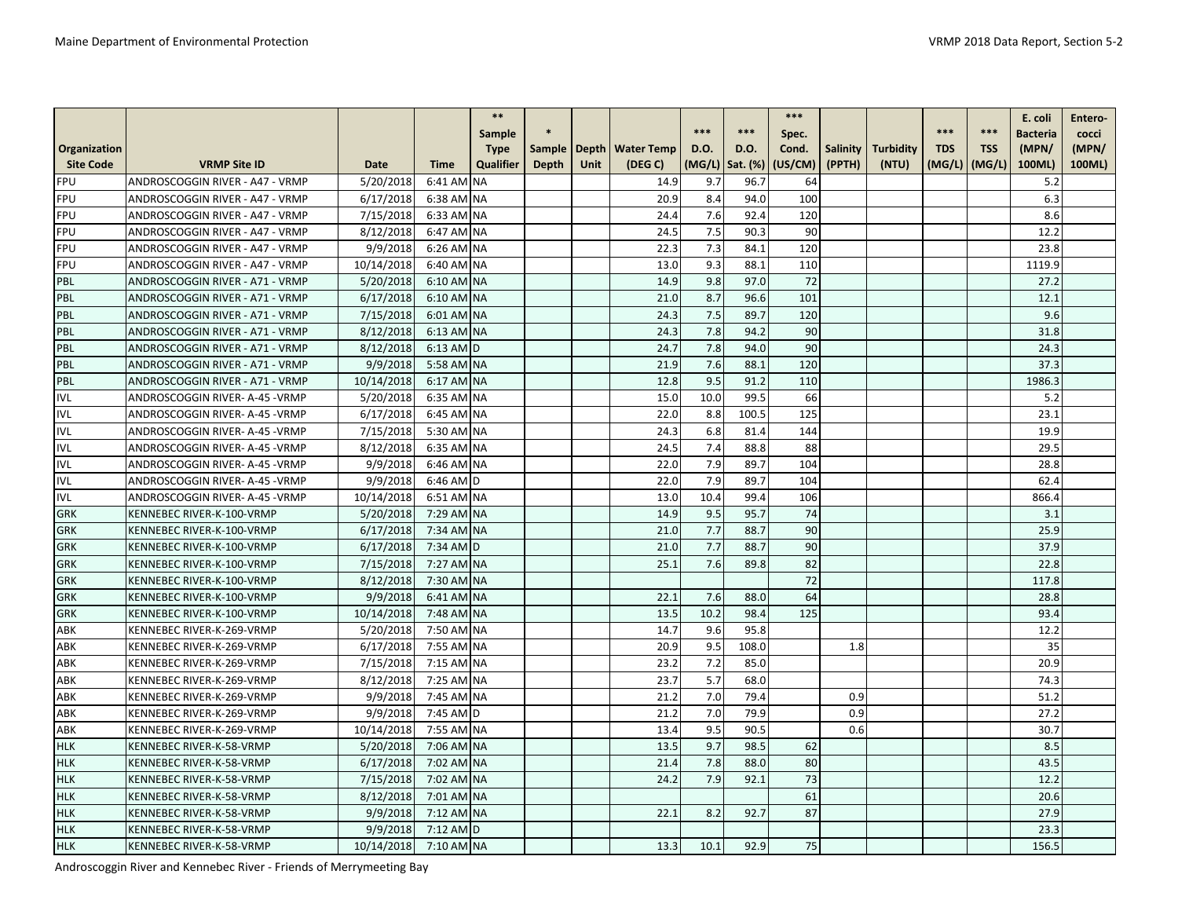| Organization Site Code | VRMP Site ID | Date | Time | ** Sample Type Qualifier | * Sample Depth | Depth Unit | Water Temp (DEG C) | *** D.O. (MG/L) | *** D.O. Sat. (%) | *** Spec. Cond. (US/CM) | Salinity (PPTH) | Turbidity (NTU) | *** TDS (MG/L) | *** TSS (MG/L) | E. coli Bacteria (MPN/ 100ML) | Entero-cocci (MPN/ 100ML) |
|---|---|---|---|---|---|---|---|---|---|---|---|---|---|---|---|---|
| FPU | ANDROSCOGGIN RIVER - A47 - VRMP | 5/20/2018 | 6:41 AM | NA | | | 14.9 | 9.7 | 96.7 | 64 | | | | | 5.2 | |
| FPU | ANDROSCOGGIN RIVER - A47 - VRMP | 6/17/2018 | 6:38 AM | NA | | | 20.9 | 8.4 | 94.0 | 100 | | | | | 6.3 | |
| FPU | ANDROSCOGGIN RIVER - A47 - VRMP | 7/15/2018 | 6:33 AM | NA | | | 24.4 | 7.6 | 92.4 | 120 | | | | | 8.6 | |
| FPU | ANDROSCOGGIN RIVER - A47 - VRMP | 8/12/2018 | 6:47 AM | NA | | | 24.5 | 7.5 | 90.3 | 90 | | | | | 12.2 | |
| FPU | ANDROSCOGGIN RIVER - A47 - VRMP | 9/9/2018 | 6:26 AM | NA | | | 22.3 | 7.3 | 84.1 | 120 | | | | | 23.8 | |
| FPU | ANDROSCOGGIN RIVER - A47 - VRMP | 10/14/2018 | 6:40 AM | NA | | | 13.0 | 9.3 | 88.1 | 110 | | | | | 1119.9 | |
| PBL | ANDROSCOGGIN RIVER - A71 - VRMP | 5/20/2018 | 6:10 AM | NA | | | 14.9 | 9.8 | 97.0 | 72 | | | | | 27.2 | |
| PBL | ANDROSCOGGIN RIVER - A71 - VRMP | 6/17/2018 | 6:10 AM | NA | | | 21.0 | 8.7 | 96.6 | 101 | | | | | 12.1 | |
| PBL | ANDROSCOGGIN RIVER - A71 - VRMP | 7/15/2018 | 6:01 AM | NA | | | 24.3 | 7.5 | 89.7 | 120 | | | | | 9.6 | |
| PBL | ANDROSCOGGIN RIVER - A71 - VRMP | 8/12/2018 | 6:13 AM | NA | | | 24.3 | 7.8 | 94.2 | 90 | | | | | 31.8 | |
| PBL | ANDROSCOGGIN RIVER - A71 - VRMP | 8/12/2018 | 6:13 AM | D | | | 24.7 | 7.8 | 94.0 | 90 | | | | | 24.3 | |
| PBL | ANDROSCOGGIN RIVER - A71 - VRMP | 9/9/2018 | 5:58 AM | NA | | | 21.9 | 7.6 | 88.1 | 120 | | | | | 37.3 | |
| PBL | ANDROSCOGGIN RIVER - A71 - VRMP | 10/14/2018 | 6:17 AM | NA | | | 12.8 | 9.5 | 91.2 | 110 | | | | | 1986.3 | |
| IVL | ANDROSCOGGIN RIVER- A-45 -VRMP | 5/20/2018 | 6:35 AM | NA | | | 15.0 | 10.0 | 99.5 | 66 | | | | | 5.2 | |
| IVL | ANDROSCOGGIN RIVER- A-45 -VRMP | 6/17/2018 | 6:45 AM | NA | | | 22.0 | 8.8 | 100.5 | 125 | | | | | 23.1 | |
| IVL | ANDROSCOGGIN RIVER- A-45 -VRMP | 7/15/2018 | 5:30 AM | NA | | | 24.3 | 6.8 | 81.4 | 144 | | | | | 19.9 | |
| IVL | ANDROSCOGGIN RIVER- A-45 -VRMP | 8/12/2018 | 6:35 AM | NA | | | 24.5 | 7.4 | 88.8 | 88 | | | | | 29.5 | |
| IVL | ANDROSCOGGIN RIVER- A-45 -VRMP | 9/9/2018 | 6:46 AM | NA | | | 22.0 | 7.9 | 89.7 | 104 | | | | | 28.8 | |
| IVL | ANDROSCOGGIN RIVER- A-45 -VRMP | 9/9/2018 | 6:46 AM | D | | | 22.0 | 7.9 | 89.7 | 104 | | | | | 62.4 | |
| IVL | ANDROSCOGGIN RIVER- A-45 -VRMP | 10/14/2018 | 6:51 AM | NA | | | 13.0 | 10.4 | 99.4 | 106 | | | | | 866.4 | |
| GRK | KENNEBEC RIVER-K-100-VRMP | 5/20/2018 | 7:29 AM | NA | | | 14.9 | 9.5 | 95.7 | 74 | | | | | 3.1 | |
| GRK | KENNEBEC RIVER-K-100-VRMP | 6/17/2018 | 7:34 AM | NA | | | 21.0 | 7.7 | 88.7 | 90 | | | | | 25.9 | |
| GRK | KENNEBEC RIVER-K-100-VRMP | 6/17/2018 | 7:34 AM | D | | | 21.0 | 7.7 | 88.7 | 90 | | | | | 37.9 | |
| GRK | KENNEBEC RIVER-K-100-VRMP | 7/15/2018 | 7:27 AM | NA | | | 25.1 | 7.6 | 89.8 | 82 | | | | | 22.8 | |
| GRK | KENNEBEC RIVER-K-100-VRMP | 8/12/2018 | 7:30 AM | NA | | | | | | 72 | | | | | 117.8 | |
| GRK | KENNEBEC RIVER-K-100-VRMP | 9/9/2018 | 6:41 AM | NA | | | 22.1 | 7.6 | 88.0 | 64 | | | | | 28.8 | |
| GRK | KENNEBEC RIVER-K-100-VRMP | 10/14/2018 | 7:48 AM | NA | | | 13.5 | 10.2 | 98.4 | 125 | | | | | 93.4 | |
| ABK | KENNEBEC RIVER-K-269-VRMP | 5/20/2018 | 7:50 AM | NA | | | 14.7 | 9.6 | 95.8 | | | | | | 12.2 | |
| ABK | KENNEBEC RIVER-K-269-VRMP | 6/17/2018 | 7:55 AM | NA | | | 20.9 | 9.5 | 108.0 | | 1.8 | | | | 35 | |
| ABK | KENNEBEC RIVER-K-269-VRMP | 7/15/2018 | 7:15 AM | NA | | | 23.2 | 7.2 | 85.0 | | | | | | 20.9 | |
| ABK | KENNEBEC RIVER-K-269-VRMP | 8/12/2018 | 7:25 AM | NA | | | 23.7 | 5.7 | 68.0 | | | | | | 74.3 | |
| ABK | KENNEBEC RIVER-K-269-VRMP | 9/9/2018 | 7:45 AM | NA | | | 21.2 | 7.0 | 79.4 | | 0.9 | | | | 51.2 | |
| ABK | KENNEBEC RIVER-K-269-VRMP | 9/9/2018 | 7:45 AM | D | | | 21.2 | 7.0 | 79.9 | | 0.9 | | | | 27.2 | |
| ABK | KENNEBEC RIVER-K-269-VRMP | 10/14/2018 | 7:55 AM | NA | | | 13.4 | 9.5 | 90.5 | | 0.6 | | | | 30.7 | |
| HLK | KENNEBEC RIVER-K-58-VRMP | 5/20/2018 | 7:06 AM | NA | | | 13.5 | 9.7 | 98.5 | 62 | | | | | 8.5 | |
| HLK | KENNEBEC RIVER-K-58-VRMP | 6/17/2018 | 7:02 AM | NA | | | 21.4 | 7.8 | 88.0 | 80 | | | | | 43.5 | |
| HLK | KENNEBEC RIVER-K-58-VRMP | 7/15/2018 | 7:02 AM | NA | | | 24.2 | 7.9 | 92.1 | 73 | | | | | 12.2 | |
| HLK | KENNEBEC RIVER-K-58-VRMP | 8/12/2018 | 7:01 AM | NA | | | | | | 61 | | | | | 20.6 | |
| HLK | KENNEBEC RIVER-K-58-VRMP | 9/9/2018 | 7:12 AM | NA | | | 22.1 | 8.2 | 92.7 | 87 | | | | | 27.9 | |
| HLK | KENNEBEC RIVER-K-58-VRMP | 9/9/2018 | 7:12 AM | D | | | | | | | | | | | 23.3 | |
| HLK | KENNEBEC RIVER-K-58-VRMP | 10/14/2018 | 7:10 AM | NA | | | 13.3 | 10.1 | 92.9 | 75 | | | | | 156.5 | |

Androscoggin River and Kennebec River - Friends of Merrymeeting Bay